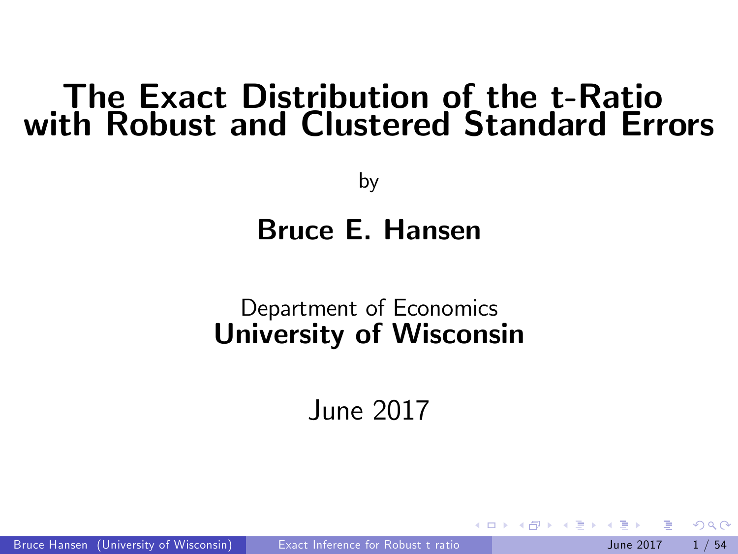# The Exact Distribution of the t-Ratio with Robust and Clustered Standard Errors

by

**Bruce E. Hansen**

Department of Economics
**University of Wisconsin**

June 2017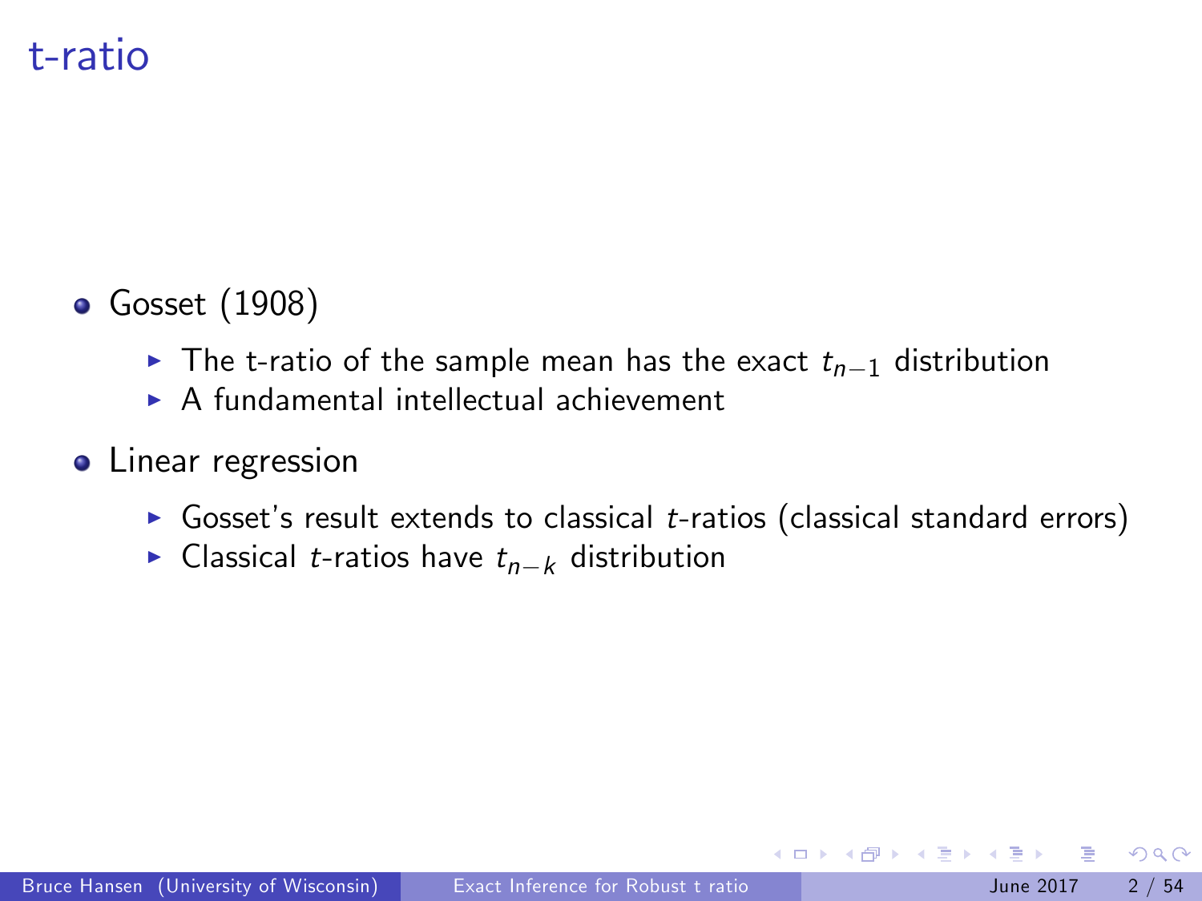# t-ratio

- Gosset (1908)
  - The t-ratio of the sample mean has the exact $t_{n-1}$ distribution
  - A fundamental intellectual achievement
- Linear regression
  - Gosset's result extends to classical $t$-ratios (classical standard errors)
  - Classical $t$-ratios have $t_{n-k}$ distribution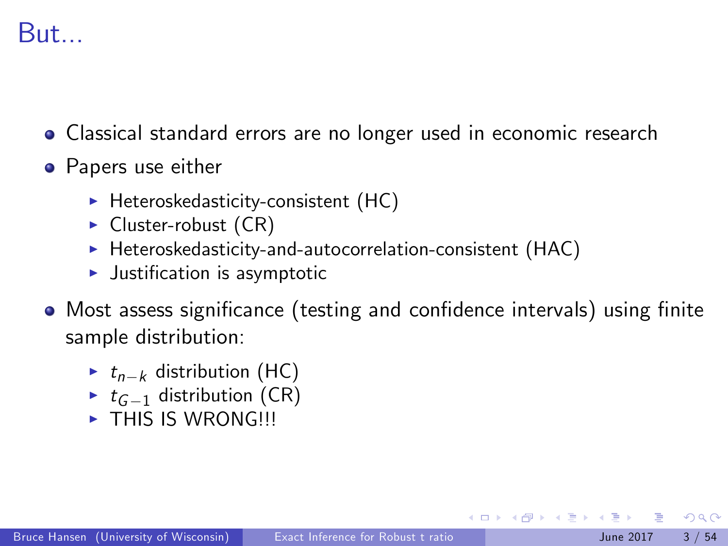# But...

- Classical standard errors are no longer used in economic research
- Papers use either
  - Heteroskedasticity-consistent (HC)
  - Cluster-robust (CR)
  - Heteroskedasticity-and-autocorrelation-consistent (HAC)
  - Justification is asymptotic
- Most assess significance (testing and confidence intervals) using finite sample distribution:
  - $t_{n-k}$ distribution (HC)
  - $t_{G-1}$ distribution (CR)
  - THIS IS WRONG!!!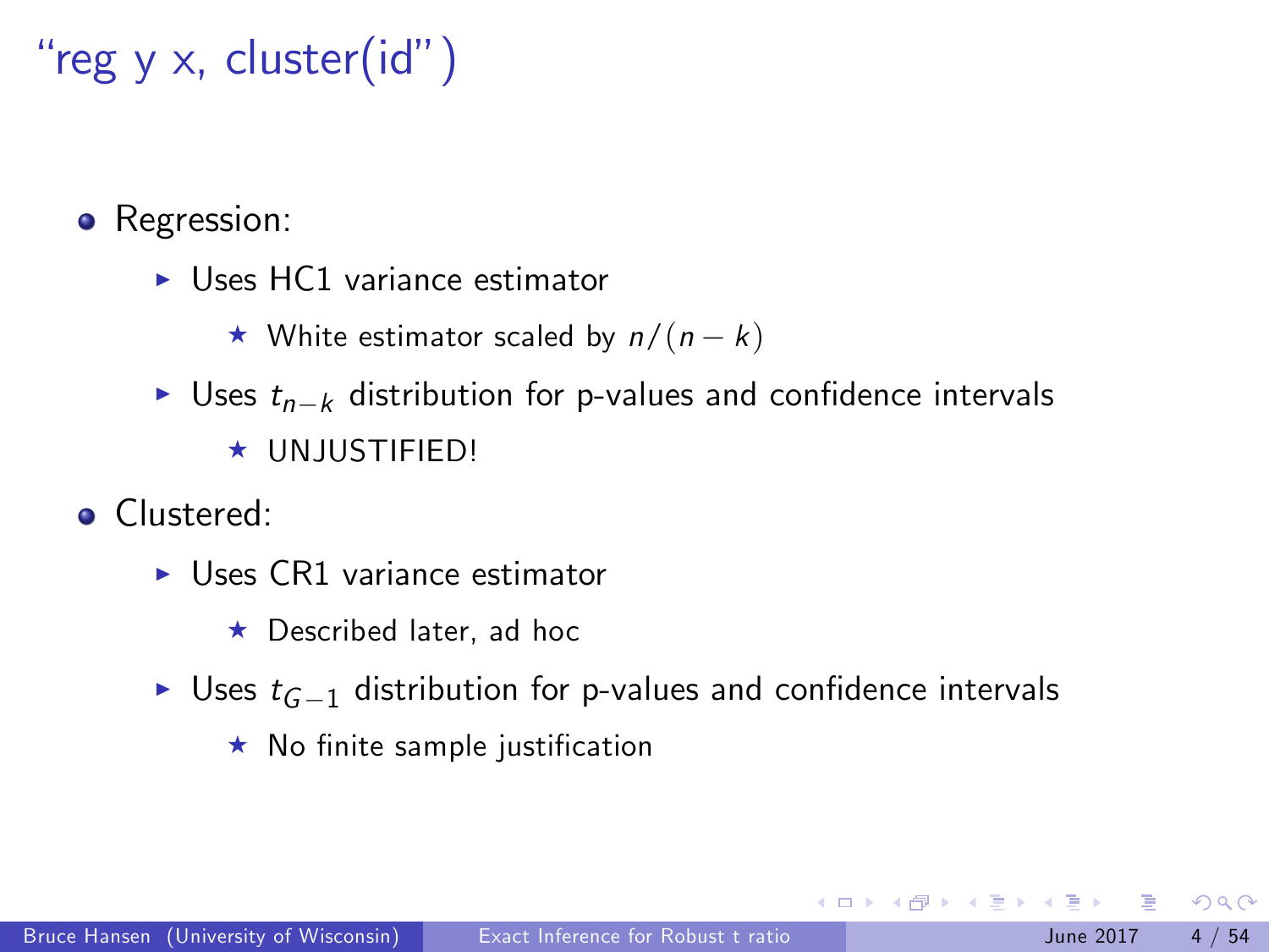# "reg y x, cluster(id")

- Regression:
  - Uses HC1 variance estimator
    - White estimator scaled by $n/(n-k)$
  - Uses $t_{n-k}$ distribution for p-values and confidence intervals
    - UNJUSTIFIED!
- Clustered:
  - Uses CR1 variance estimator
    - Described later, ad hoc
  - Uses $t_{G-1}$ distribution for p-values and confidence intervals
    - No finite sample justification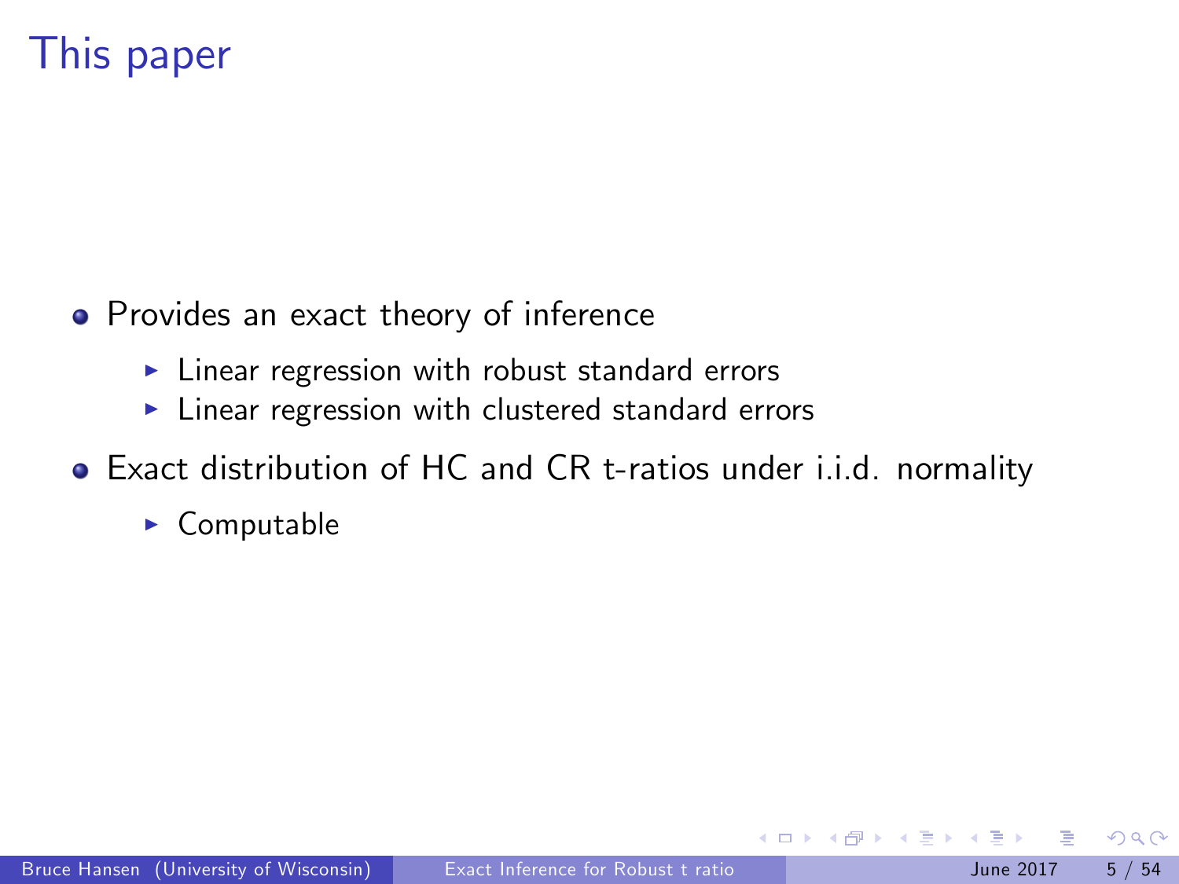# This paper

- Provides an exact theory of inference
  - Linear regression with robust standard errors
  - Linear regression with clustered standard errors
- Exact distribution of HC and CR t-ratios under i.i.d. normality
  - Computable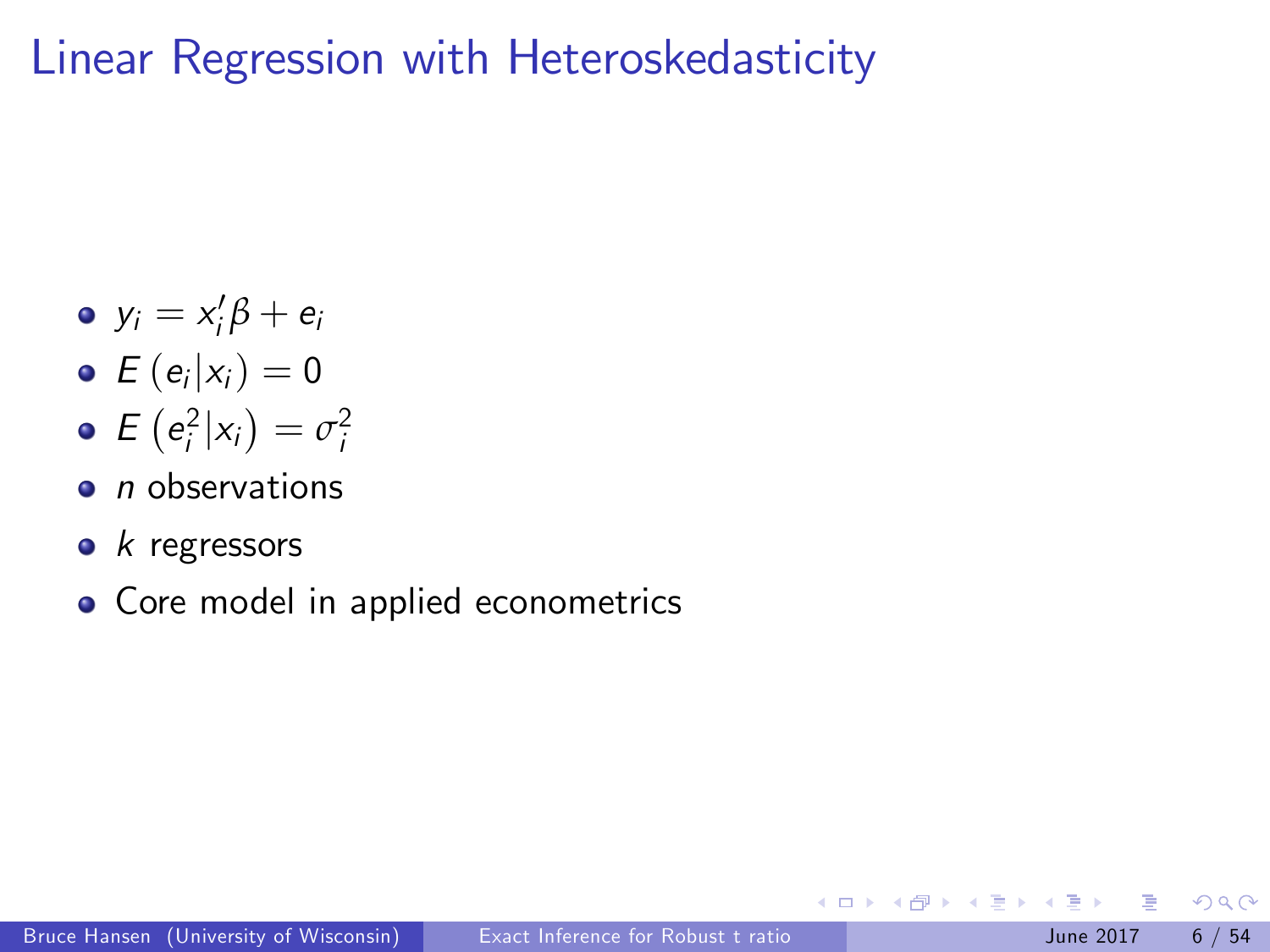# Linear Regression with Heteroskedasticity

- $y_i = x_i'\beta + e_i$
- $E\left(e_i | x_i\right) = 0$
- $E\left(e_i^2 | x_i\right) = \sigma_i^2$
- $n$ observations
- $k$ regressors
- Core model in applied econometrics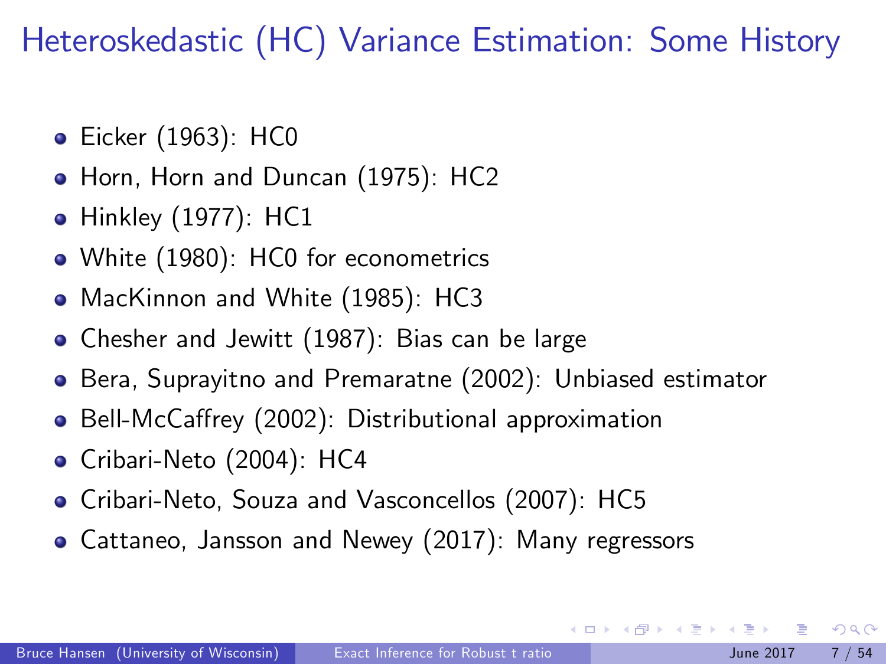# Heteroskedastic (HC) Variance Estimation: Some History

- Eicker (1963): HC0
- Horn, Horn and Duncan (1975): HC2
- Hinkley (1977): HC1
- White (1980): HC0 for econometrics
- MacKinnon and White (1985): HC3
- Chesher and Jewitt (1987): Bias can be large
- Bera, Suprayitno and Premaratne (2002): Unbiased estimator
- Bell-McCaffrey (2002): Distributional approximation
- Cribari-Neto (2004): HC4
- Cribari-Neto, Souza and Vasconcellos (2007): HC5
- Cattaneo, Jansson and Newey (2017): Many regressors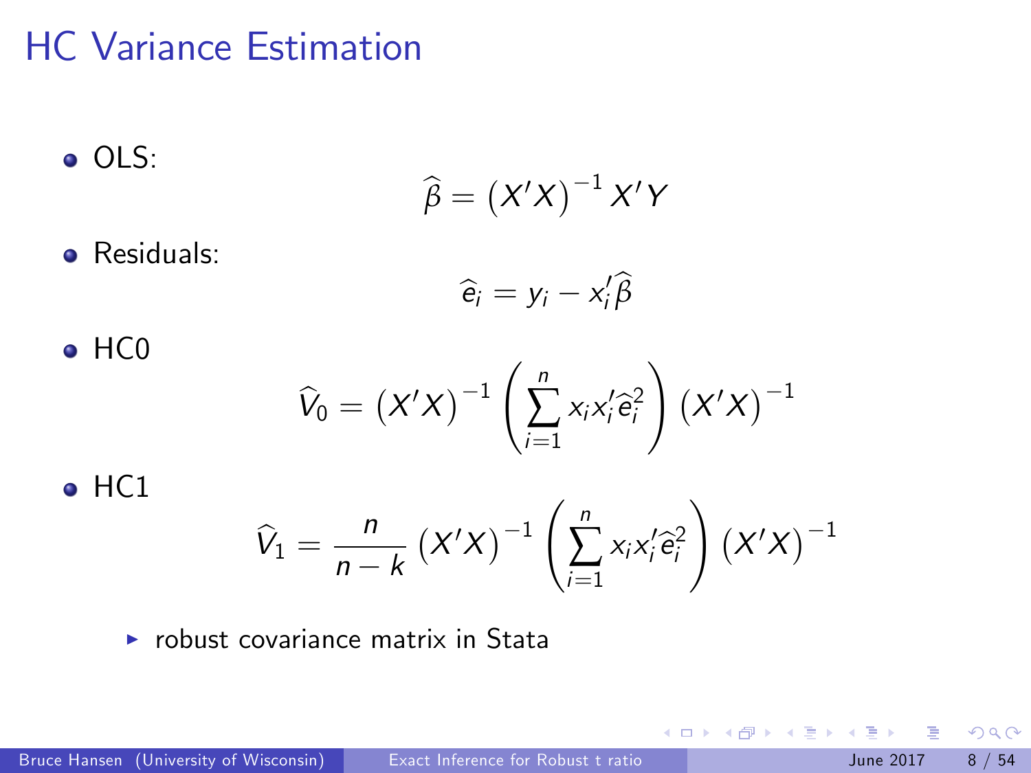# HC Variance Estimation

- OLS:

$$\widehat{\beta} = \left(X'X\right)^{-1} X'Y$$

- Residuals:

$$\widehat{e}_i = y_i - x_i'\widehat{\beta}$$

- HC0

$$\widehat{V}_0 = \left(X'X\right)^{-1} \left(\sum_{i=1}^{n} x_i x_i' \widehat{e}_i^2\right) \left(X'X\right)^{-1}$$

- HC1

$$\widehat{V}_1 = \frac{n}{n-k} \left(X'X\right)^{-1} \left(\sum_{i=1}^{n} x_i x_i' \widehat{e}_i^2\right) \left(X'X\right)^{-1}$$

  - robust covariance matrix in Stata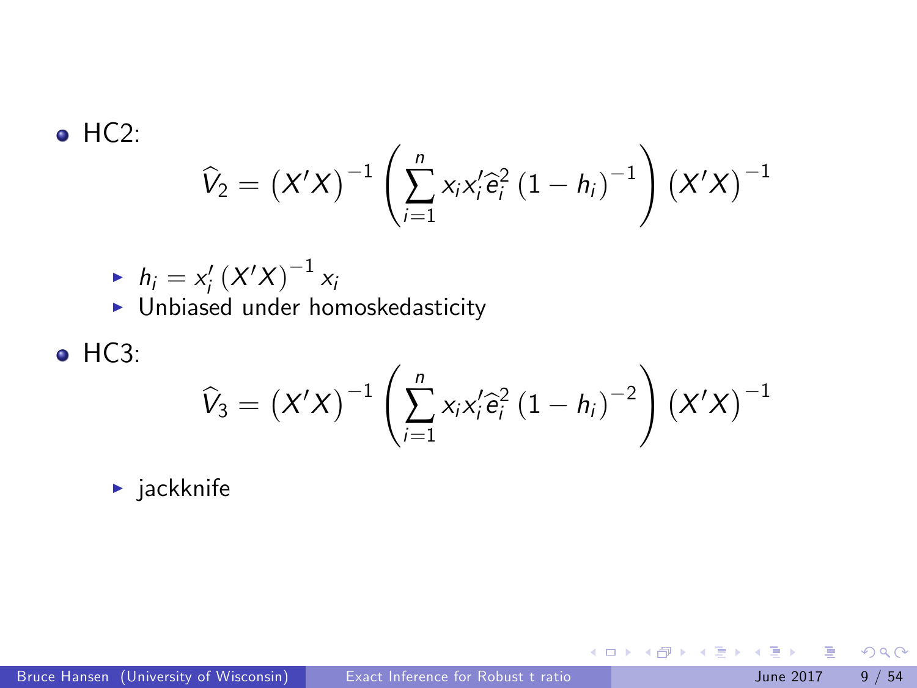- HC2:

$$\widehat{V}_2 = \left(X'X\right)^{-1} \left( \sum_{i=1}^{n} x_i x_i' \widehat{e}_i^2 \left(1 - h_i\right)^{-1} \right) \left(X'X\right)^{-1}$$

  - $h_i = x_i' \left(X'X\right)^{-1} x_i$
  - Unbiased under homoskedasticity

- HC3:

$$\widehat{V}_3 = \left(X'X\right)^{-1} \left( \sum_{i=1}^{n} x_i x_i' \widehat{e}_i^2 \left(1 - h_i\right)^{-2} \right) \left(X'X\right)^{-1}$$

  - jackknife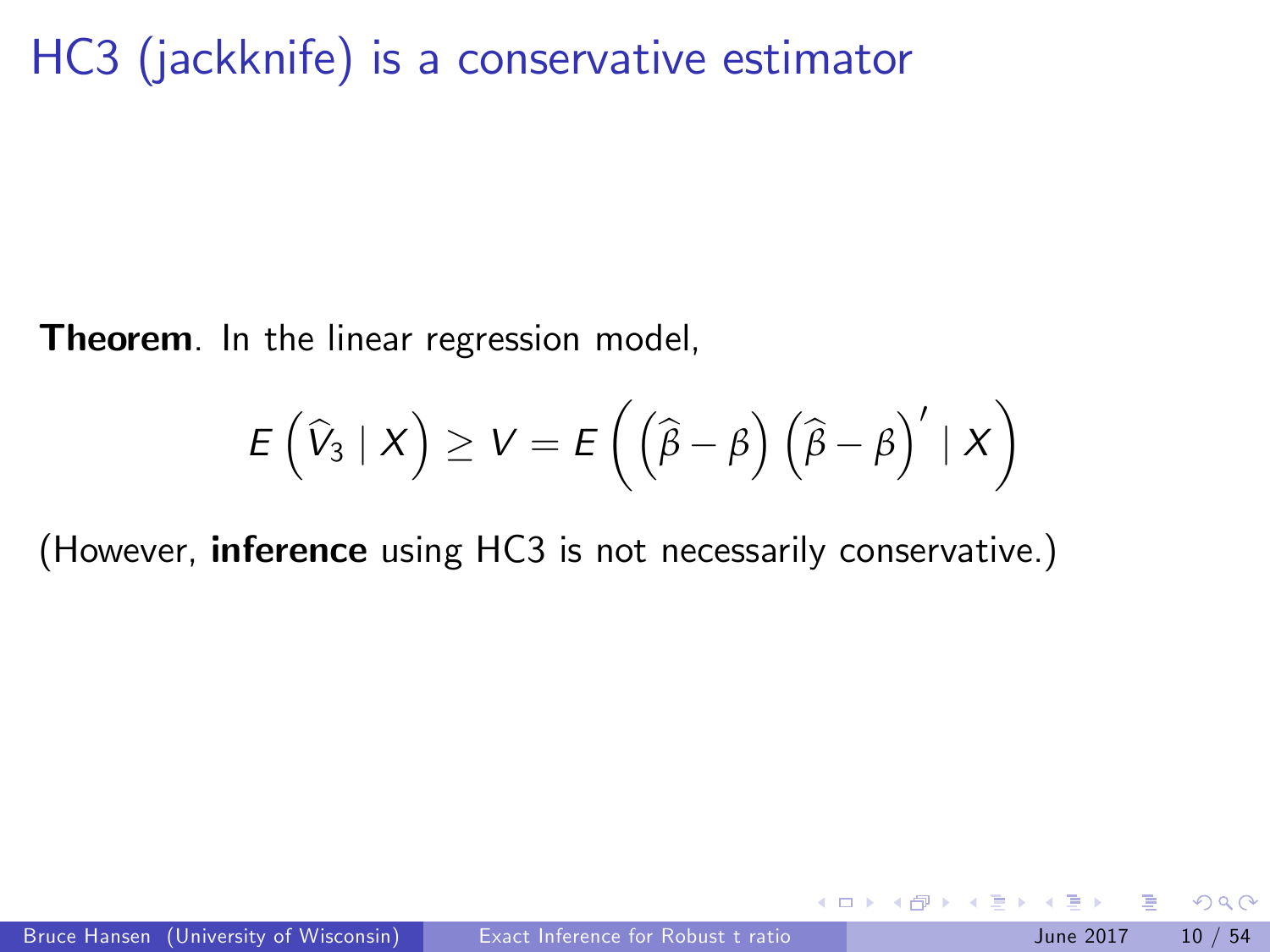# HC3 (jackknife) is a conservative estimator

**Theorem**. In the linear regression model,

$$E\left(\widehat{V}_3 \mid X\right) \geq V = E\left(\left(\widehat{\beta} - \beta\right)\left(\widehat{\beta} - \beta\right)' \mid X\right)$$

(However, **inference** using HC3 is not necessarily conservative.)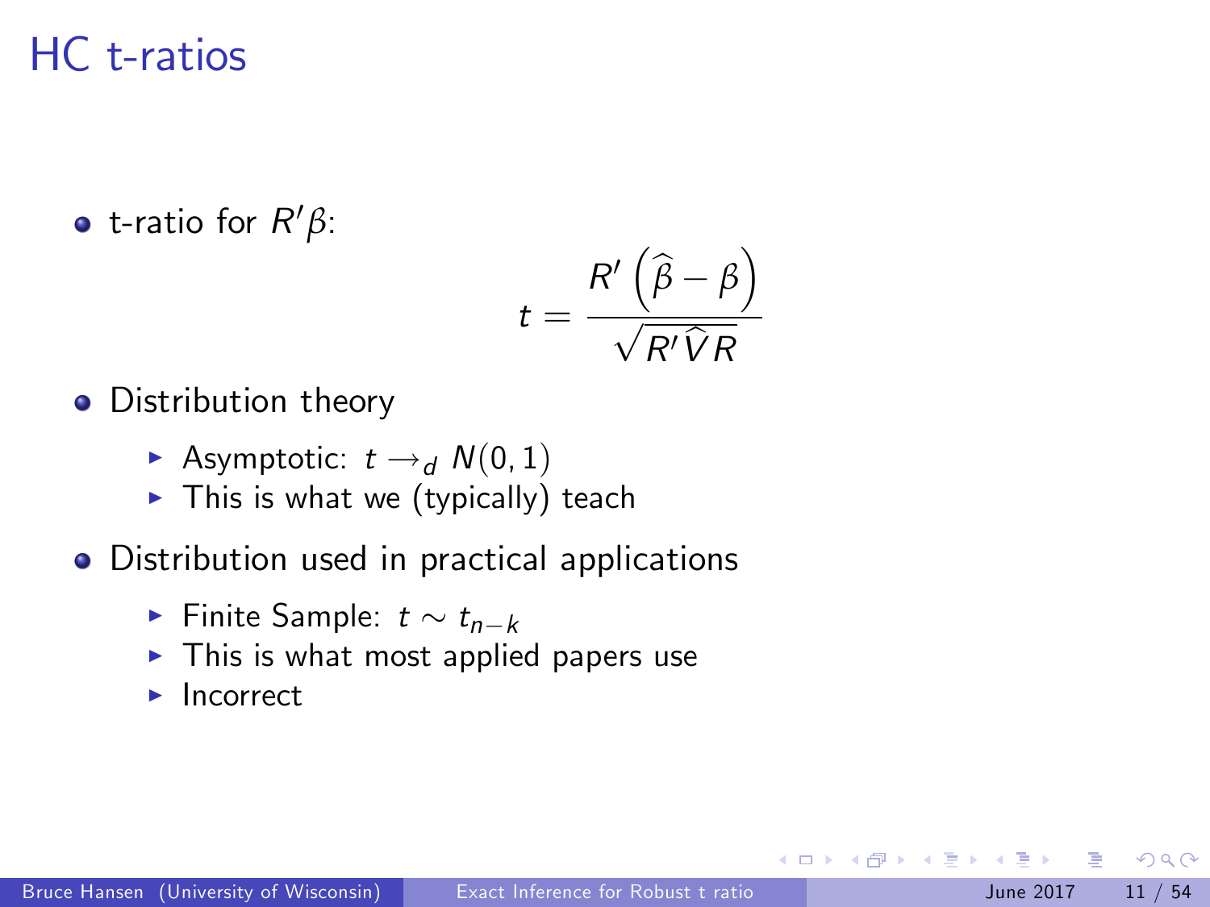# HC t-ratios

- t-ratio for $R'\beta$:

$$t = \frac{R'\left(\widehat{\beta} - \beta\right)}{\sqrt{R'\widehat{V}R}}$$

- Distribution theory
  - Asymptotic: $t \longrightarrow_d N(0,1)$
  - This is what we (typically) teach
- Distribution used in practical applications
  - Finite Sample: $t \sim t_{n-k}$
  - This is what most applied papers use
  - Incorrect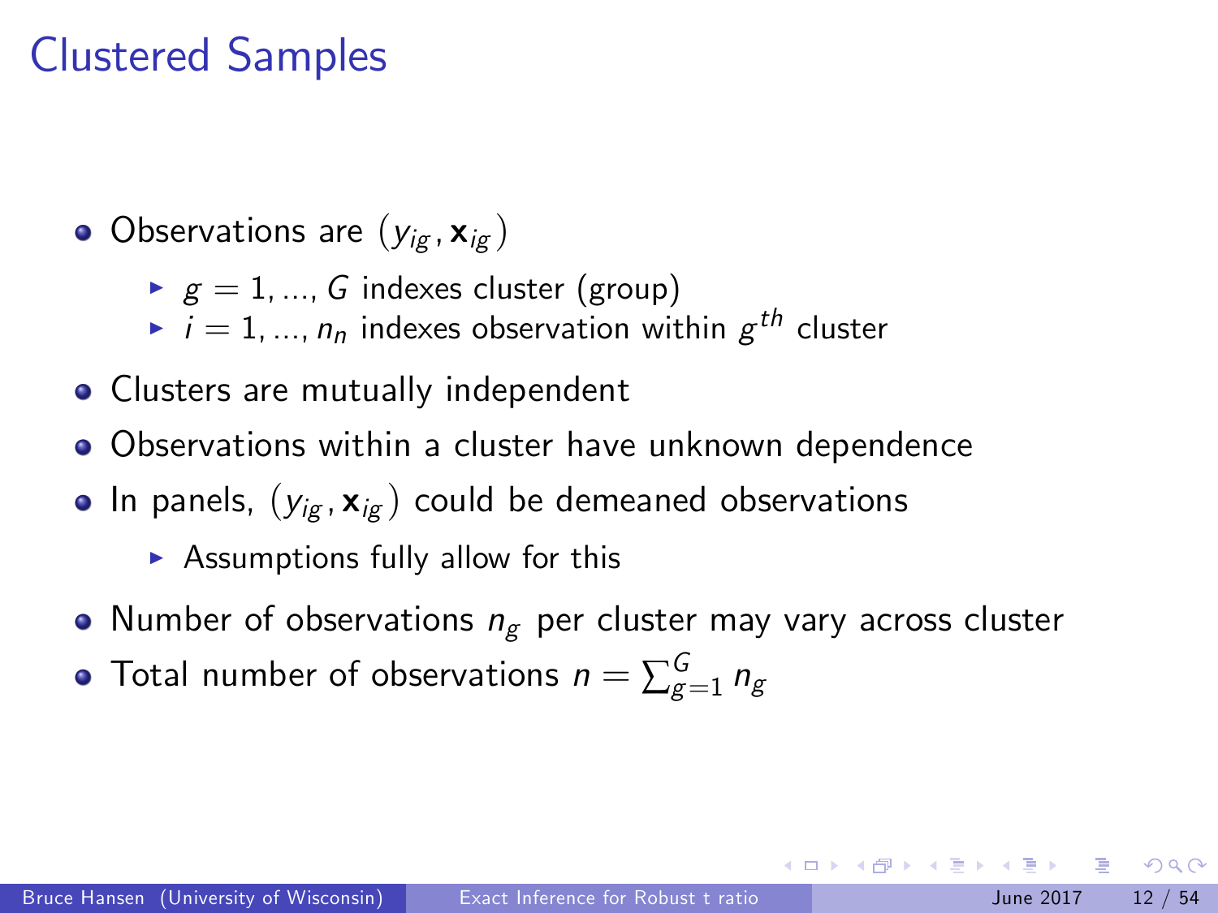# Clustered Samples

- Observations are $(y_{ig}, \mathbf{x}_{ig})$
  - $g = 1, ..., G$ indexes cluster (group)
  - $i = 1, ..., n_n$ indexes observation within $g^{th}$ cluster
- Clusters are mutually independent
- Observations within a cluster have unknown dependence
- In panels, $(y_{ig}, \mathbf{x}_{ig})$ could be demeaned observations
  - Assumptions fully allow for this
- Number of observations $n_g$ per cluster may vary across cluster
- Total number of observations $n = \sum_{g=1}^{G} n_g$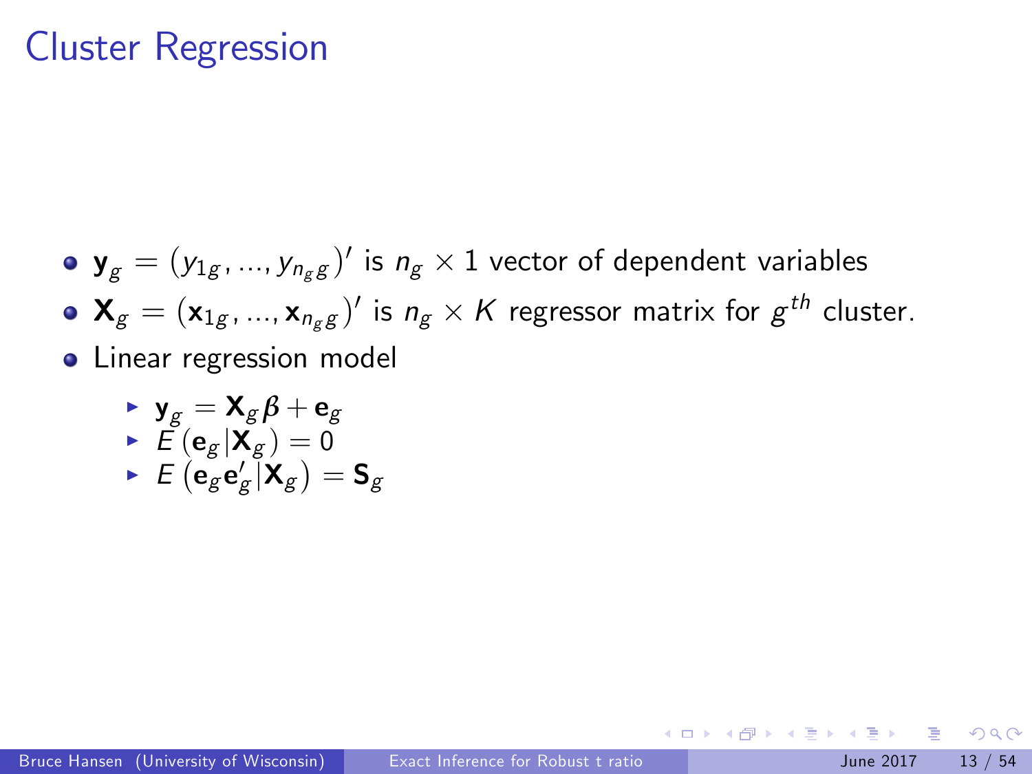# Cluster Regression

- $\mathbf{y}_g = (y_{1g}, ..., y_{n_g g})'$ is $n_g \times 1$ vector of dependent variables
- $\mathbf{X}_g = (\mathbf{x}_{1g}, ..., \mathbf{x}_{n_g g})'$ is $n_g \times K$ regressor matrix for $g^{th}$ cluster.
- Linear regression model
  - $\mathbf{y}_g = \mathbf{X}_g \beta + \mathbf{e}_g$
  - $E(\mathbf{e}_g | \mathbf{X}_g) = 0$
  - $E(\mathbf{e}_g \mathbf{e}_g' | \mathbf{X}_g) = \mathbf{S}_g$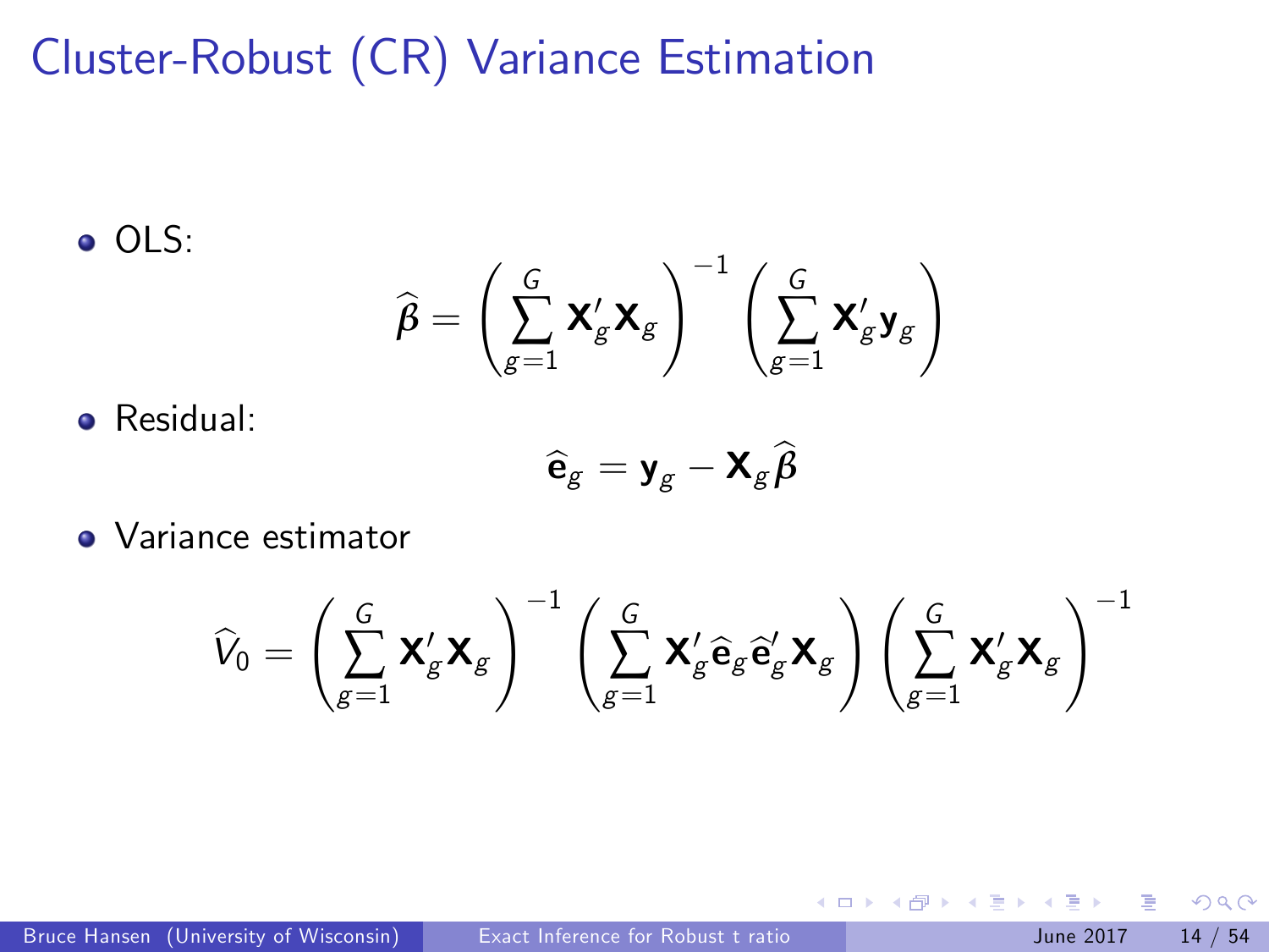# Cluster-Robust (CR) Variance Estimation

- OLS:

$$\widehat{\beta} = \left( \sum_{g=1}^{G} \mathbf{X}_g' \mathbf{X}_g \right)^{-1} \left( \sum_{g=1}^{G} \mathbf{X}_g' \mathbf{y}_g \right)$$

- Residual:

$$\widehat{\mathbf{e}}_g = \mathbf{y}_g - \mathbf{X}_g \widehat{\beta}$$

- Variance estimator

$$\widehat{V}_0 = \left( \sum_{g=1}^{G} \mathbf{X}_g' \mathbf{X}_g \right)^{-1} \left( \sum_{g=1}^{G} \mathbf{X}_g' \widehat{\mathbf{e}}_g \widehat{\mathbf{e}}_g' \mathbf{X}_g \right) \left( \sum_{g=1}^{G} \mathbf{X}_g' \mathbf{X}_g \right)^{-1}$$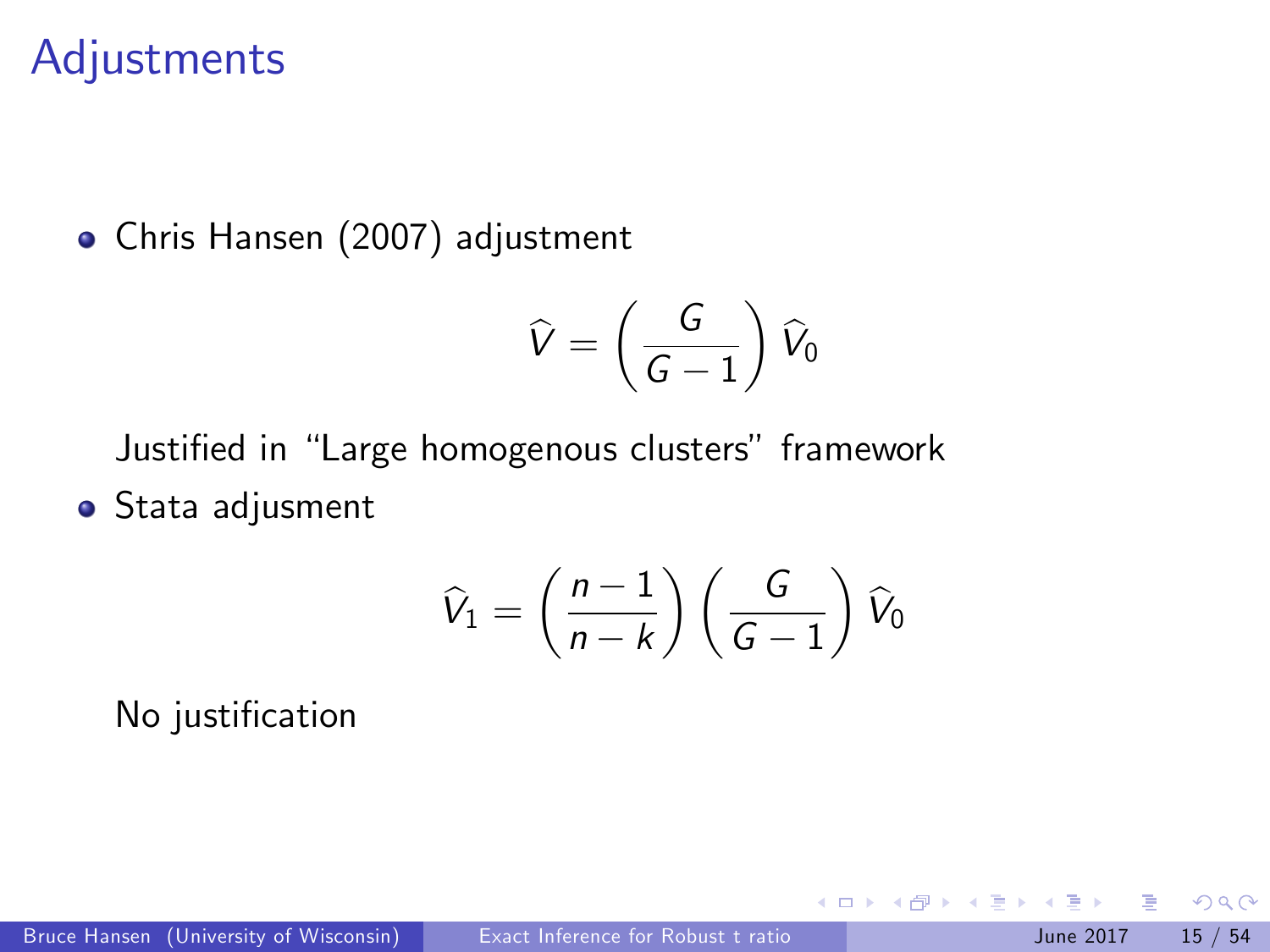# Adjustments

- Chris Hansen (2007) adjustment

$$\widehat{V} = \left(\frac{G}{G-1}\right)\widehat{V}_0$$

  Justified in "Large homogenous clusters" framework

- Stata adjusment

$$\widehat{V}_1 = \left(\frac{n-1}{n-k}\right)\left(\frac{G}{G-1}\right)\widehat{V}_0$$

  No justification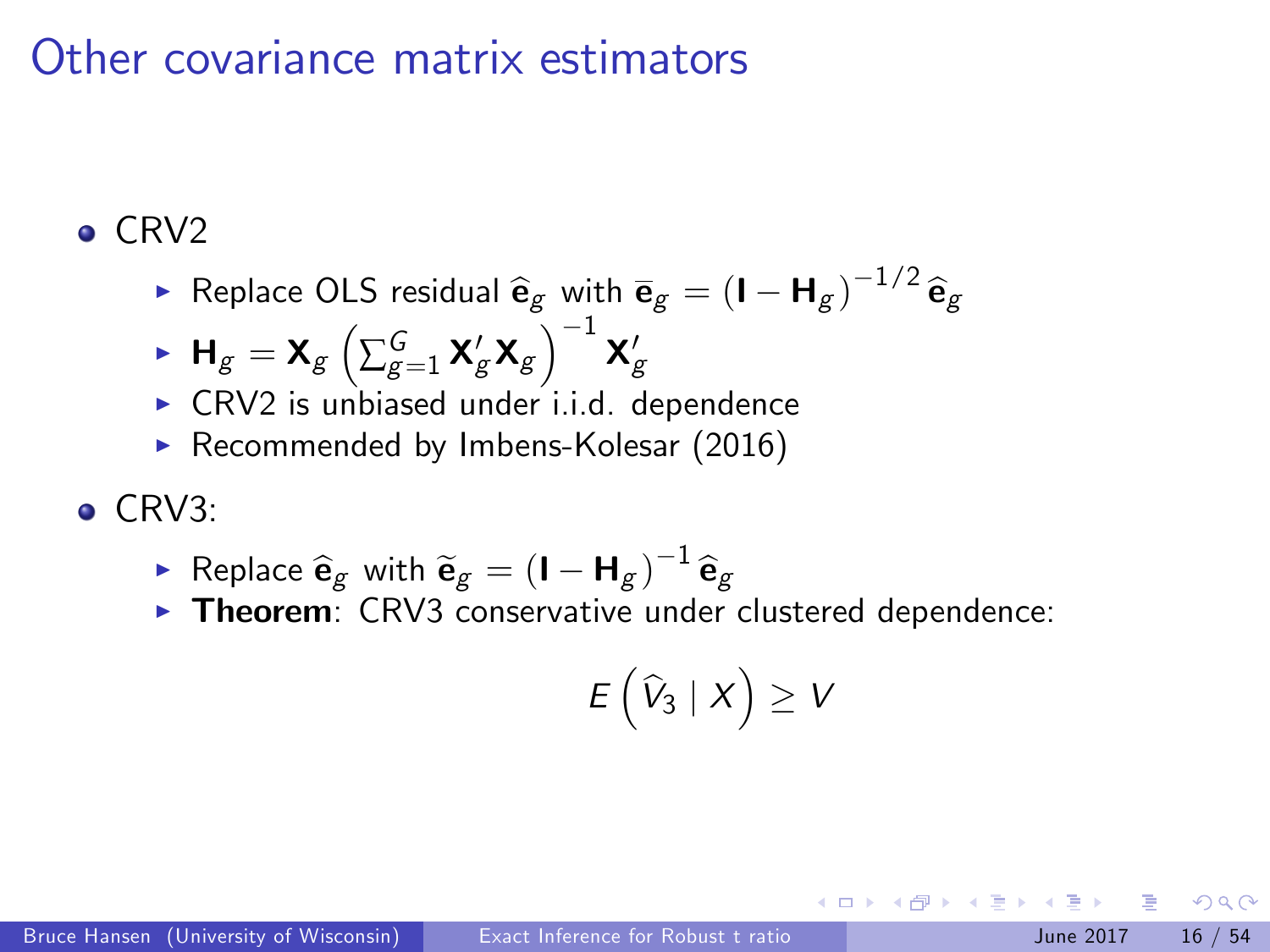# Other covariance matrix estimators

- CRV2
  - Replace OLS residual $\widehat{\mathbf{e}}_g$ with $\overline{\mathbf{e}}_g = (\mathbf{I} - \mathbf{H}_g)^{-1/2} \widehat{\mathbf{e}}_g$
  - $\mathbf{H}_g = \mathbf{X}_g \left( \sum_{g=1}^{G} \mathbf{X}_g' \mathbf{X}_g \right)^{-1} \mathbf{X}_g'$
  - CRV2 is unbiased under i.i.d. dependence
  - Recommended by Imbens-Kolesar (2016)
- CRV3:
  - Replace $\widehat{\mathbf{e}}_g$ with $\widetilde{\mathbf{e}}_g = (\mathbf{I} - \mathbf{H}_g)^{-1} \widehat{\mathbf{e}}_g$
  - **Theorem**: CRV3 conservative under clustered dependence:

$$E\left(\widehat{V}_3 \mid X\right) \geq V$$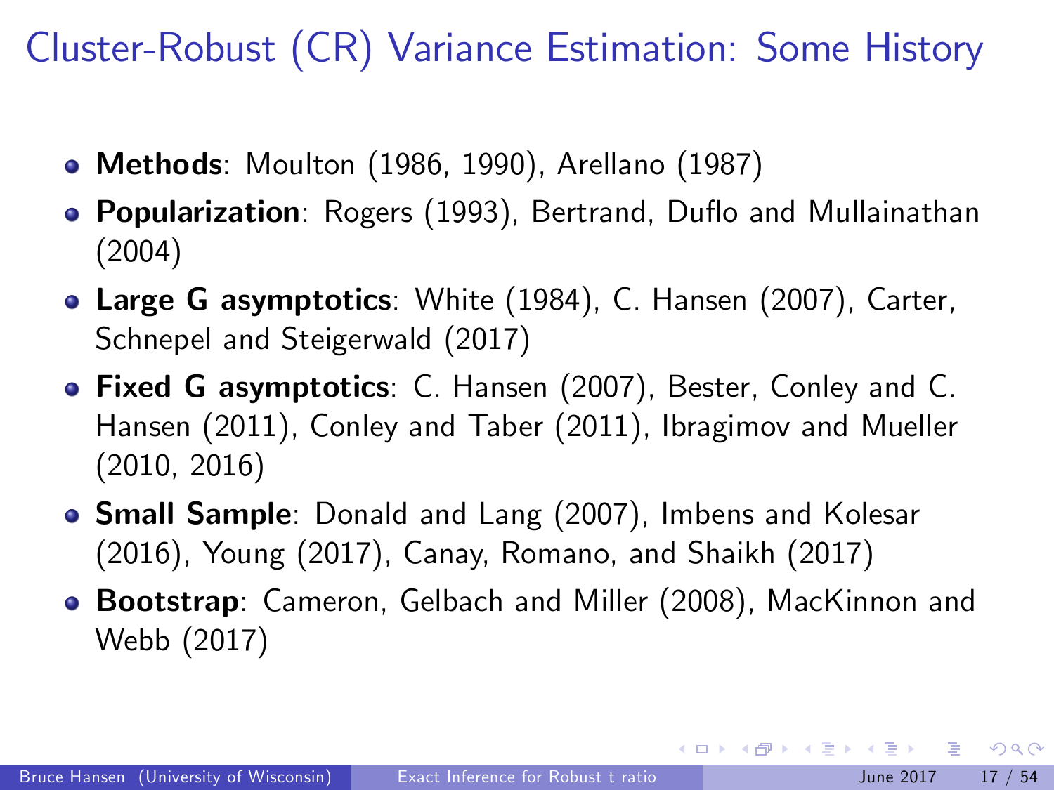# Cluster-Robust (CR) Variance Estimation: Some History

- **Methods**: Moulton (1986, 1990), Arellano (1987)
- **Popularization**: Rogers (1993), Bertrand, Duflo and Mullainathan (2004)
- **Large G asymptotics**: White (1984), C. Hansen (2007), Carter, Schnepel and Steigerwald (2017)
- **Fixed G asymptotics**: C. Hansen (2007), Bester, Conley and C. Hansen (2011), Conley and Taber (2011), Ibragimov and Mueller (2010, 2016)
- **Small Sample**: Donald and Lang (2007), Imbens and Kolesar (2016), Young (2017), Canay, Romano, and Shaikh (2017)
- **Bootstrap**: Cameron, Gelbach and Miller (2008), MacKinnon and Webb (2017)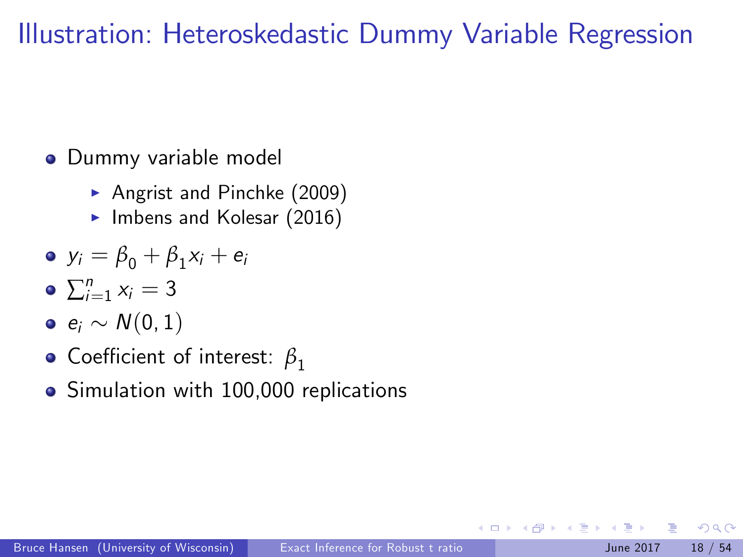# Illustration: Heteroskedastic Dummy Variable Regression

- Dummy variable model
  - Angrist and Pinchke (2009)
  - Imbens and Kolesar (2016)
- $y_i = \beta_0 + \beta_1 x_i + e_i$
- $\sum_{i=1}^{n} x_i = 3$
- $e_i \sim N(0, 1)$
- Coefficient of interest: $\beta_1$
- Simulation with 100,000 replications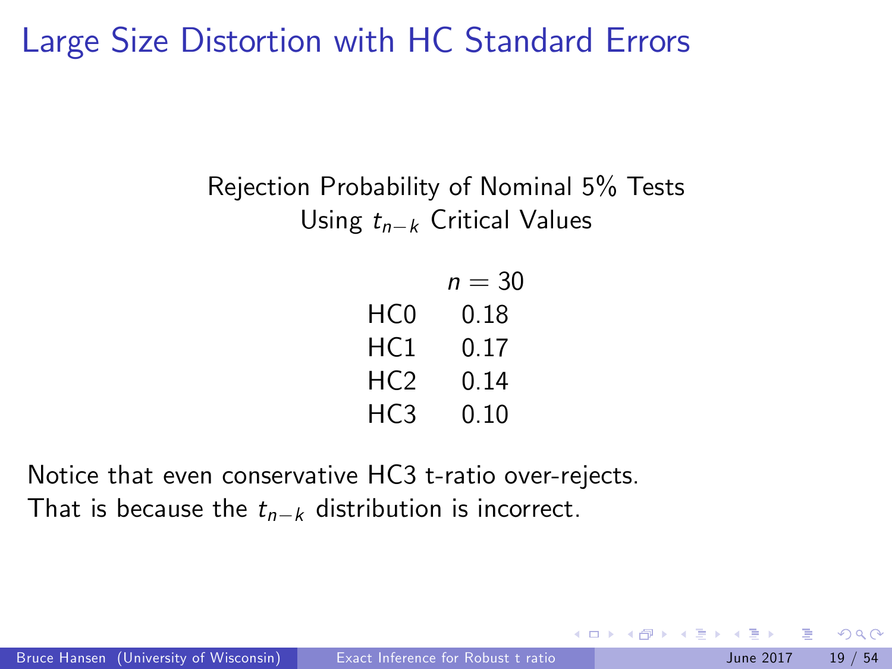# Large Size Distortion with HC Standard Errors

Rejection Probability of Nominal 5% Tests
Using $t_{n-k}$ Critical Values

| | $n = 30$ |
|---|---|
| HC0 | 0.18 |
| HC1 | 0.17 |
| HC2 | 0.14 |
| HC3 | 0.10 |

Notice that even conservative HC3 t-ratio over-rejects.
That is because the $t_{n-k}$ distribution is incorrect.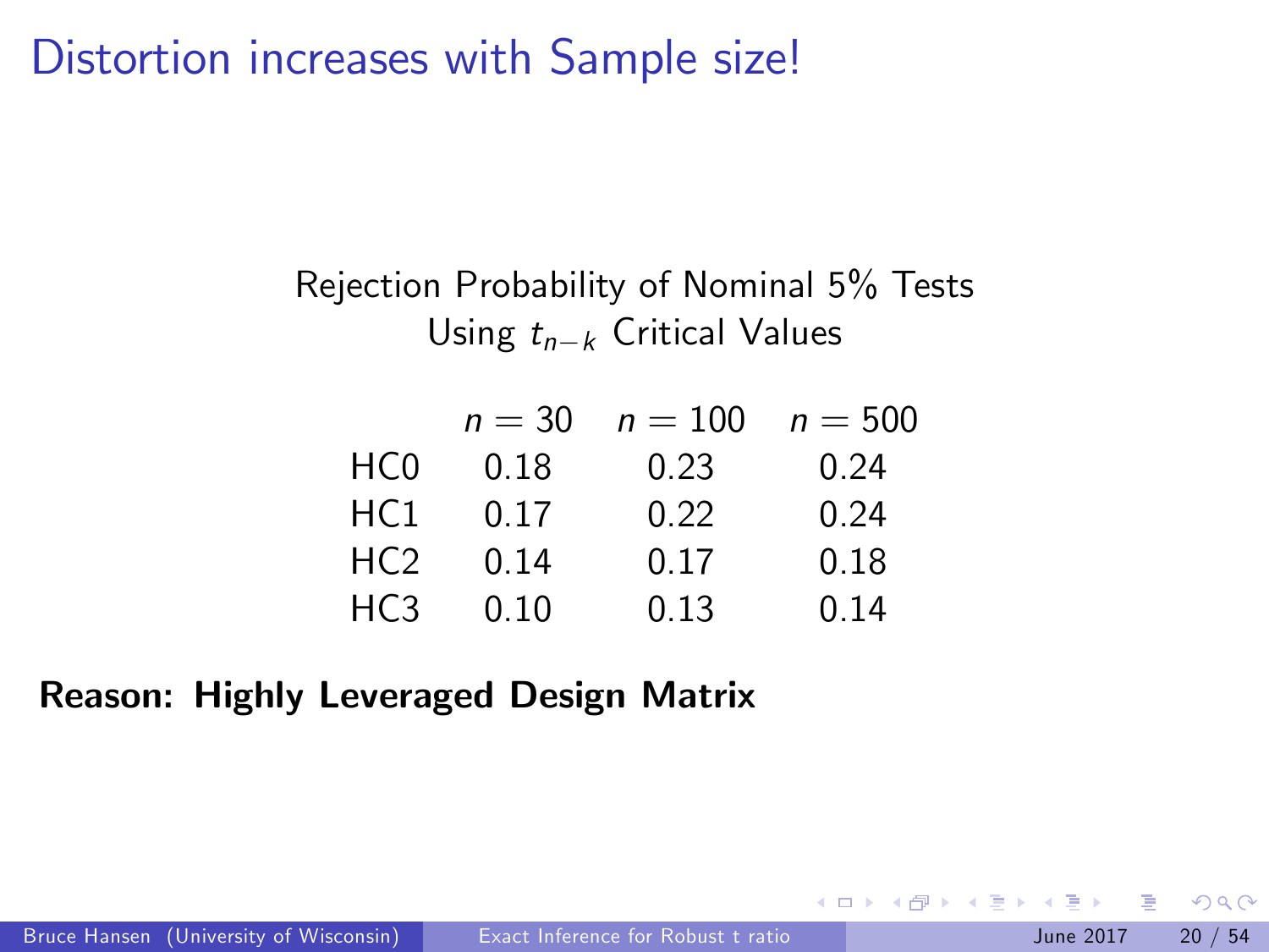# Distortion increases with Sample size!

Rejection Probability of Nominal 5% Tests
Using $t_{n-k}$ Critical Values

|  | $n = 30$ | $n = 100$ | $n = 500$ |
|---|---|---|---|
| HC0 | 0.18 | 0.23 | 0.24 |
| HC1 | 0.17 | 0.22 | 0.24 |
| HC2 | 0.14 | 0.17 | 0.18 |
| HC3 | 0.10 | 0.13 | 0.14 |

**Reason: Highly Leveraged Design Matrix**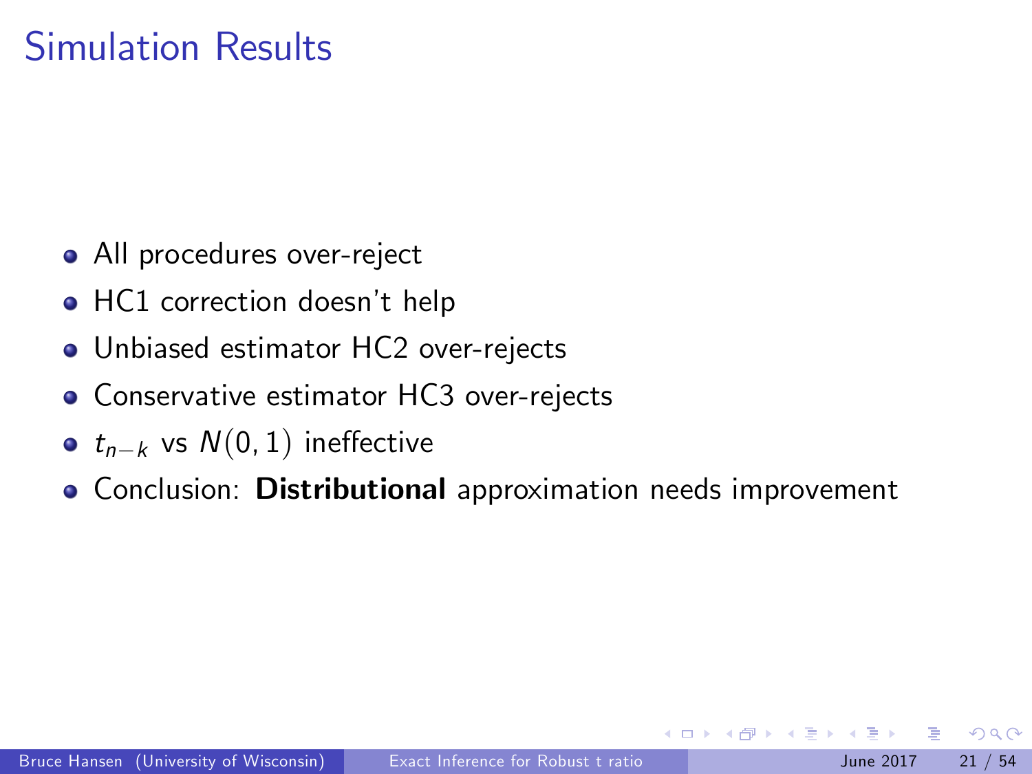# Simulation Results

- All procedures over-reject
- HC1 correction doesn't help
- Unbiased estimator HC2 over-rejects
- Conservative estimator HC3 over-rejects
- $t_{n-k}$ vs $N(0,1)$ ineffective
- Conclusion: **Distributional** approximation needs improvement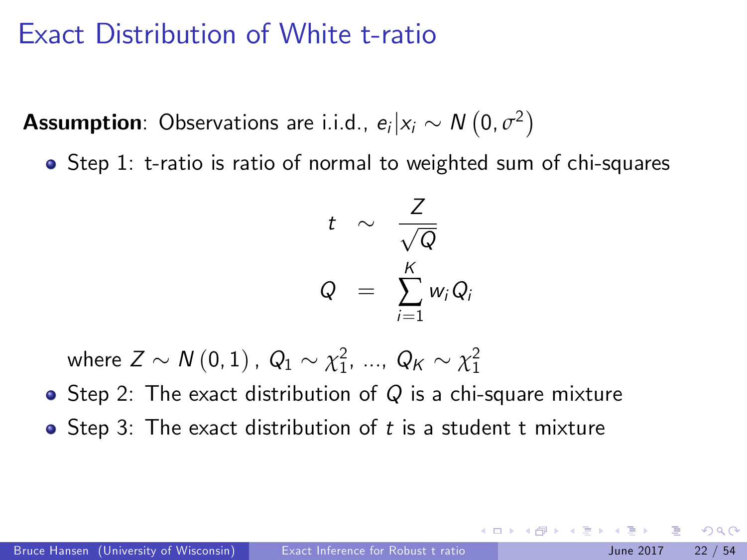# Exact Distribution of White t-ratio

**Assumption**: Observations are i.i.d., $e_i | x_i \sim N(0, \sigma^2)$

- Step 1: t-ratio is ratio of normal to weighted sum of chi-squares

$$
\begin{aligned}
t &\sim \frac{Z}{\sqrt{Q}} \\
Q &= \sum_{i=1}^{K} w_i Q_i
\end{aligned}
$$

  where $Z \sim N(0, 1)$, $Q_1 \sim \chi^2_1$, ..., $Q_K \sim \chi^2_1$

- Step 2: The exact distribution of $Q$ is a chi-square mixture
- Step 3: The exact distribution of $t$ is a student t mixture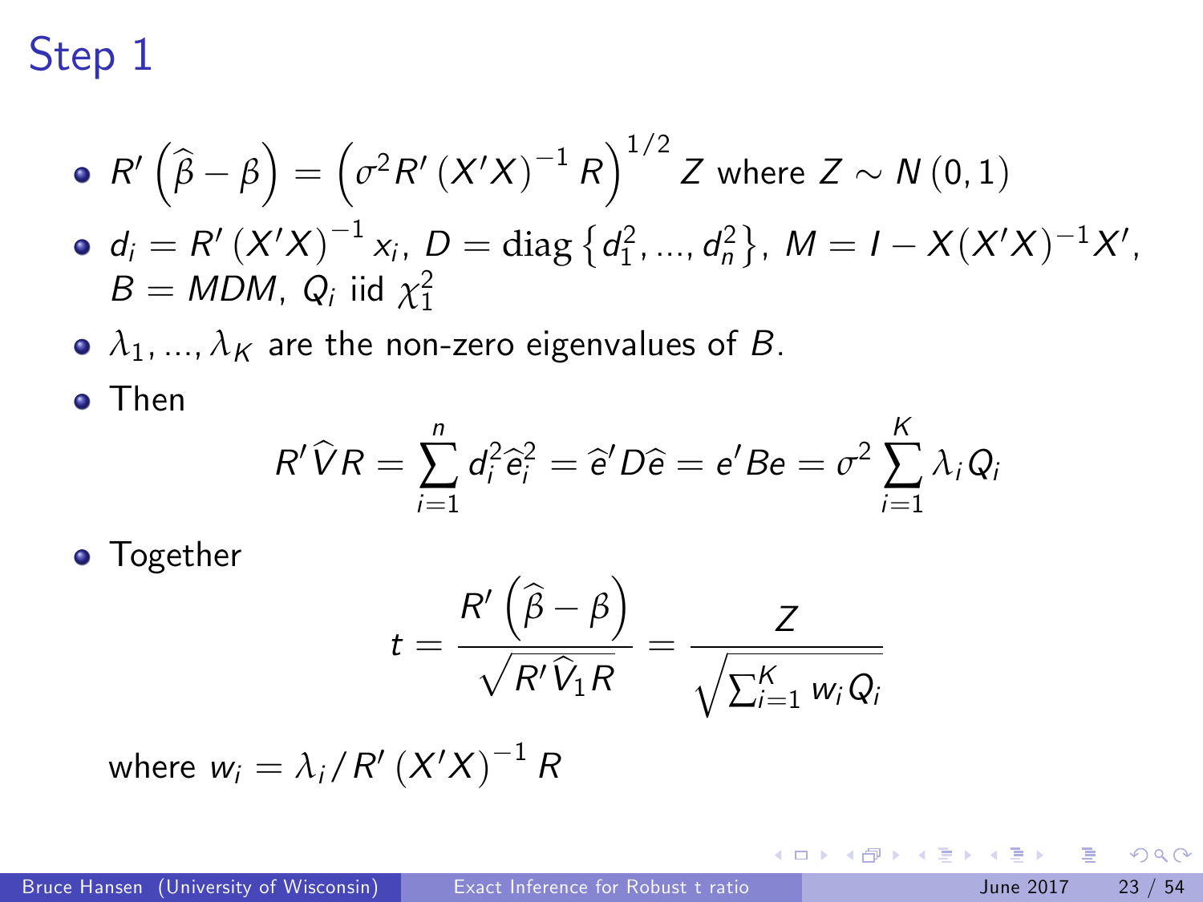# Step 1

- $R'\left(\widehat{\beta}-\beta\right)=\left(\sigma^2 R'\left(X'X\right)^{-1}R\right)^{1/2}Z$ where $Z\sim N\left(0,1\right)$
- $d_i=R'\left(X'X\right)^{-1}x_i$, $D=\text{diag}\left\{d_1^2,...,d_n^2\right\}$, $M=I-X(X'X)^{-1}X'$, $B=MDM$, $Q_i$ iid $\chi_1^2$
- $\lambda_1,...,\lambda_K$ are the non-zero eigenvalues of $B$.
- Then

$$R'\widehat{V}R=\sum_{i=1}^{n}d_i^2\widehat{e}_i^2=\widehat{e}'D\widehat{e}=e'Be=\sigma^2\sum_{i=1}^{K}\lambda_i Q_i$$

- Together

$$t=\frac{R'\left(\widehat{\beta}-\beta\right)}{\sqrt{R'\widehat{V}_1 R}}=\frac{Z}{\sqrt{\sum_{i=1}^{K}w_i Q_i}}$$

where $w_i=\lambda_i/R'\left(X'X\right)^{-1}R$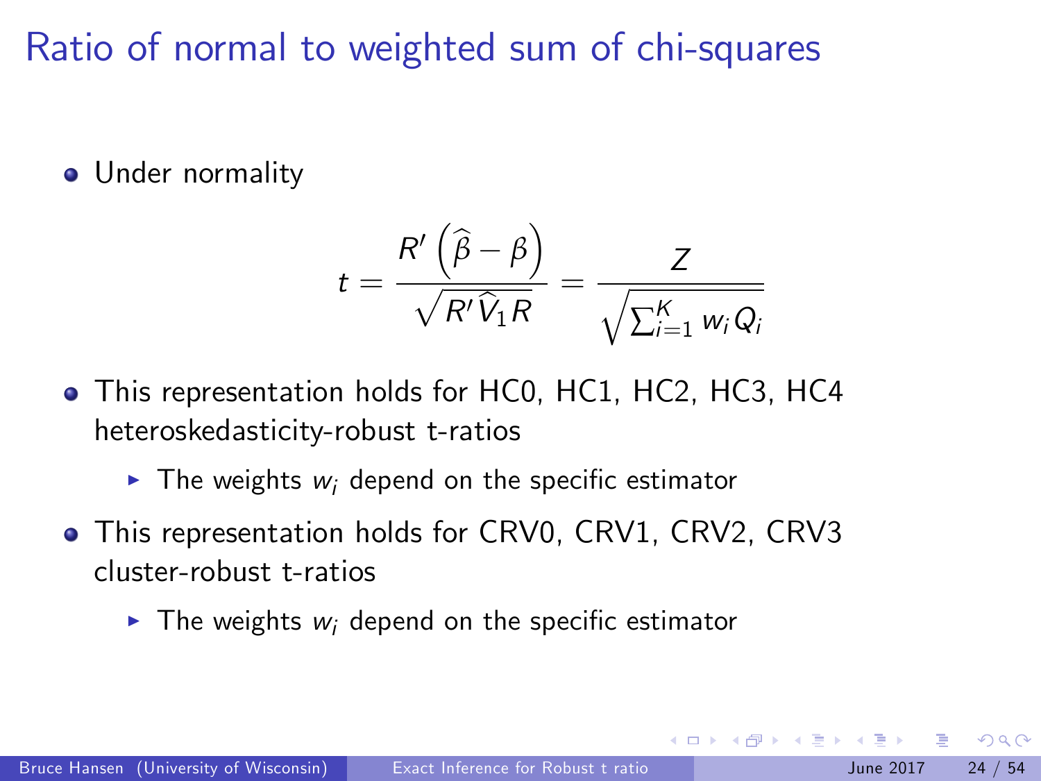# Ratio of normal to weighted sum of chi-squares

- Under normality

$$t = \frac{R'\left(\widehat{\beta} - \beta\right)}{\sqrt{R'\widehat{V}_1 R}} = \frac{Z}{\sqrt{\sum_{i=1}^{K} w_i Q_i}}$$

- This representation holds for HC0, HC1, HC2, HC3, HC4 heteroskedasticity-robust t-ratios
  - The weights $w_i$ depend on the specific estimator
- This representation holds for CRV0, CRV1, CRV2, CRV3 cluster-robust t-ratios
  - The weights $w_i$ depend on the specific estimator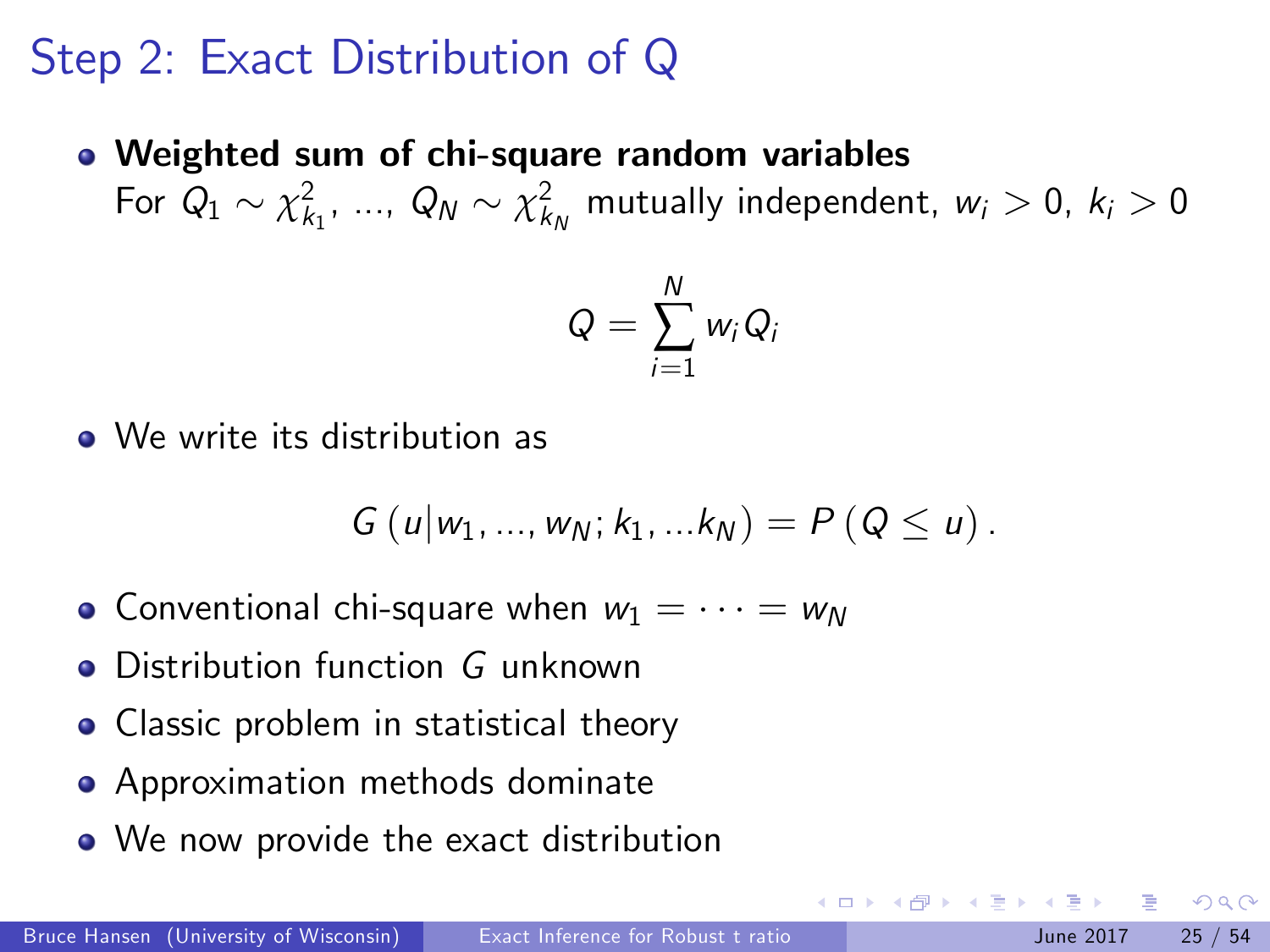## Step 2: Exact Distribution of Q

- **Weighted sum of chi-square random variables**
  For $Q_1 \sim \chi^2_{k_1}$, ..., $Q_N \sim \chi^2_{k_N}$ mutually independent, $w_i > 0$, $k_i > 0$

$$Q = \sum_{i=1}^{N} w_i Q_i$$

- We write its distribution as

$$G\left(u | w_1, ..., w_N; k_1, ...k_N\right) = P\left(Q \leq u\right).$$

- Conventional chi-square when $w_1 = \cdots = w_N$
- Distribution function $G$ unknown
- Classic problem in statistical theory
- Approximation methods dominate
- We now provide the exact distribution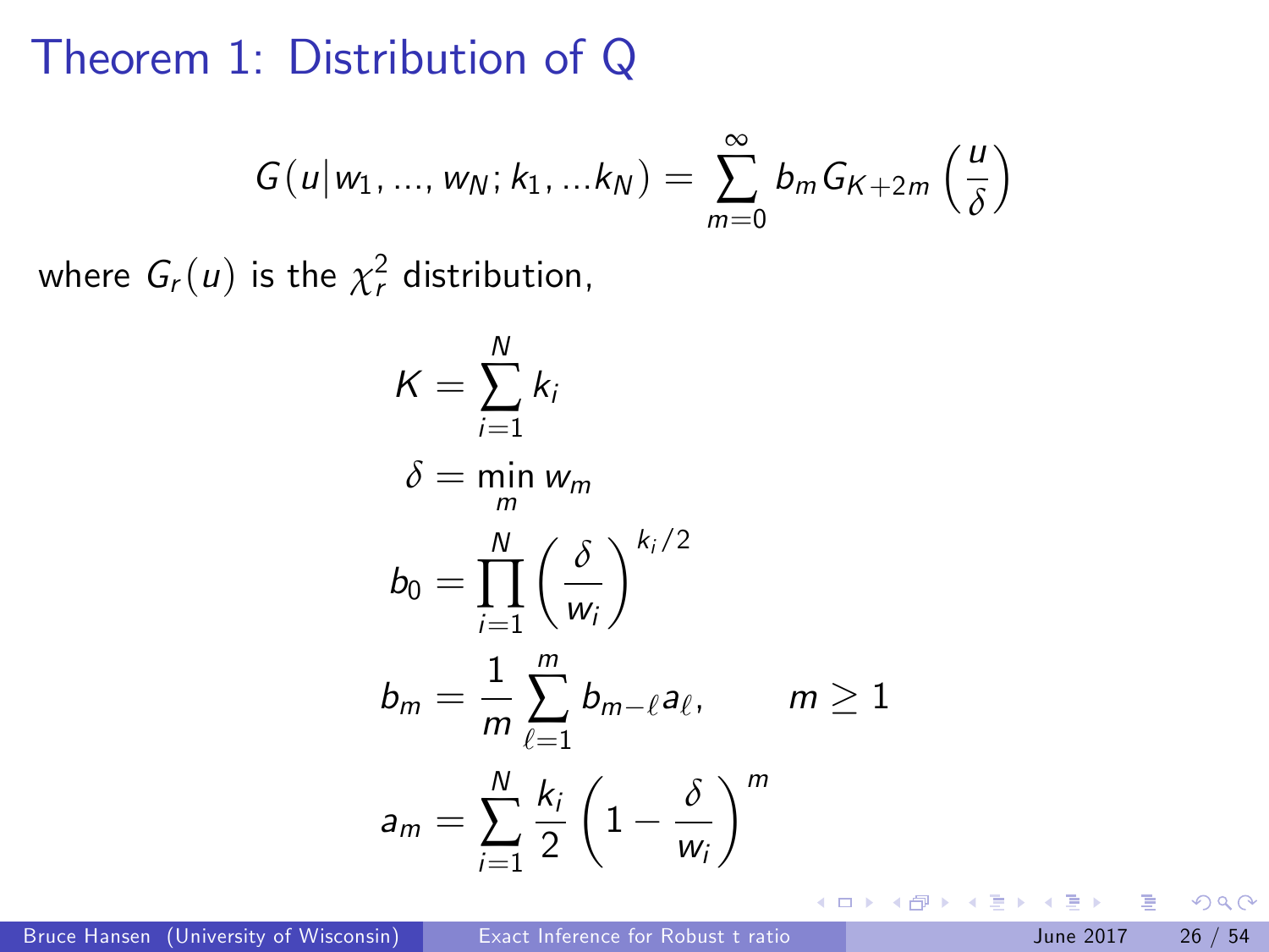# Theorem 1: Distribution of Q

$$G(u|w_1, ..., w_N; k_1, ...k_N) = \sum_{m=0}^{\infty} b_m G_{K+2m}\left(\frac{u}{\delta}\right)$$

where $G_r(u)$ is the $\chi_r^2$ distribution,

$$K = \sum_{i=1}^{N} k_i$$

$$\delta = \min_m w_m$$

$$b_0 = \prod_{i=1}^{N} \left(\frac{\delta}{w_i}\right)^{k_i/2}$$

$$b_m = \frac{1}{m} \sum_{\ell=1}^{m} b_{m-\ell} a_\ell, \qquad m \geq 1$$

$$a_m = \sum_{i=1}^{N} \frac{k_i}{2} \left(1 - \frac{\delta}{w_i}\right)^m$$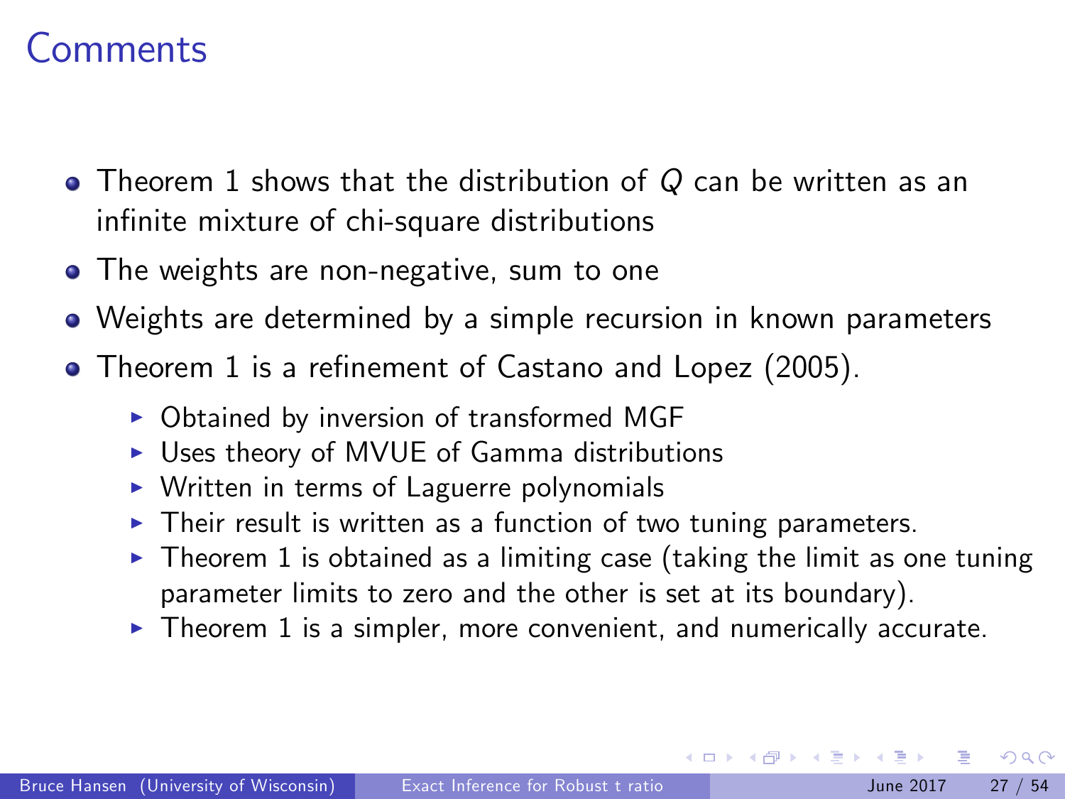# Comments

- Theorem 1 shows that the distribution of $Q$ can be written as an infinite mixture of chi-square distributions
- The weights are non-negative, sum to one
- Weights are determined by a simple recursion in known parameters
- Theorem 1 is a refinement of Castano and Lopez (2005).
  - Obtained by inversion of transformed MGF
  - Uses theory of MVUE of Gamma distributions
  - Written in terms of Laguerre polynomials
  - Their result is written as a function of two tuning parameters.
  - Theorem 1 is obtained as a limiting case (taking the limit as one tuning parameter limits to zero and the other is set at its boundary).
  - Theorem 1 is a simpler, more convenient, and numerically accurate.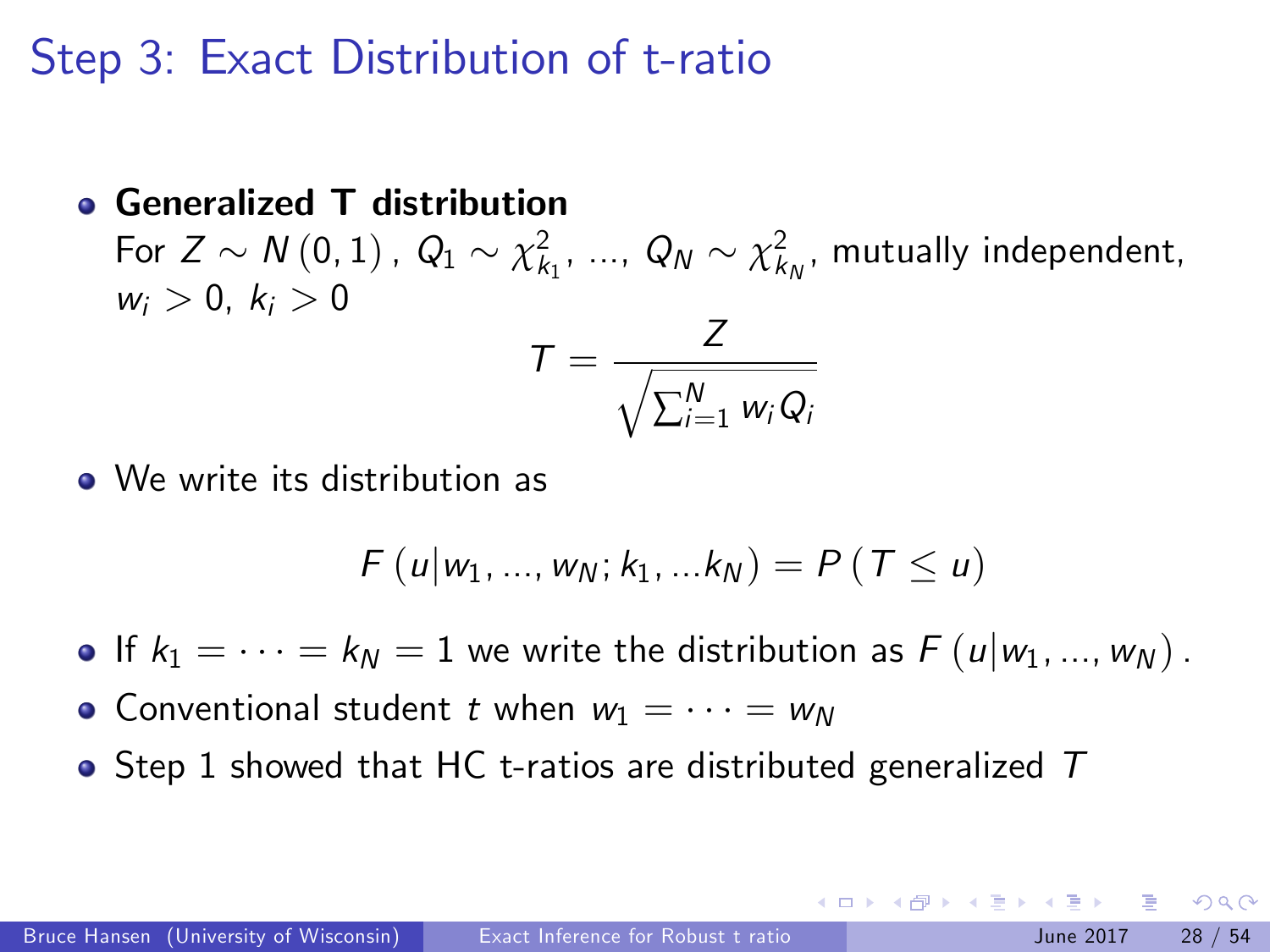# Step 3: Exact Distribution of t-ratio

- **Generalized T distribution**

  For $Z \sim N(0,1)$, $Q_1 \sim \chi^2_{k_1}$, ..., $Q_N \sim \chi^2_{k_N}$, mutually independent, $w_i > 0$, $k_i > 0$

$$T = \frac{Z}{\sqrt{\sum_{i=1}^{N} w_i Q_i}}$$

- We write its distribution as

$$F(u|w_1, ..., w_N; k_1, ...k_N) = P(T \leq u)$$

- If $k_1 = \cdots = k_N = 1$ we write the distribution as $F(u|w_1, ..., w_N)$.
- Conventional student $t$ when $w_1 = \cdots = w_N$
- Step 1 showed that HC t-ratios are distributed generalized $T$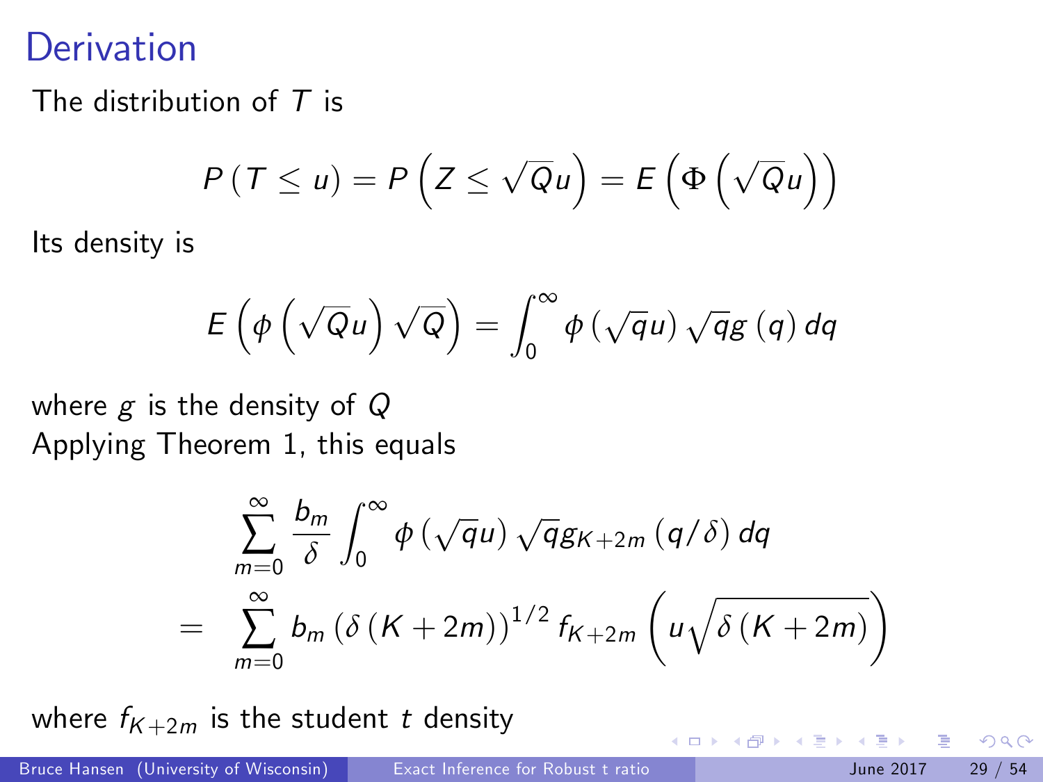# Derivation

The distribution of $T$ is

$$P\left(T \leq u\right) = P\left(Z \leq \sqrt{Q}u\right) = E\left(\Phi\left(\sqrt{Q}u\right)\right)$$

Its density is

$$E\left(\phi\left(\sqrt{Q}u\right)\sqrt{Q}\right) = \int_0^\infty \phi\left(\sqrt{q}u\right)\sqrt{q}g\left(q\right)dq$$

where $g$ is the density of $Q$

Applying Theorem 1, this equals

$$\begin{aligned}
& \sum_{m=0}^{\infty} \frac{b_m}{\delta} \int_0^\infty \phi\left(\sqrt{q}u\right)\sqrt{q}g_{K+2m}\left(q/\delta\right)dq \\
= \quad & \sum_{m=0}^{\infty} b_m \left(\delta\left(K+2m\right)\right)^{1/2} f_{K+2m}\left(u\sqrt{\delta\left(K+2m\right)}\right)
\end{aligned}$$

where $f_{K+2m}$ is the student $t$ density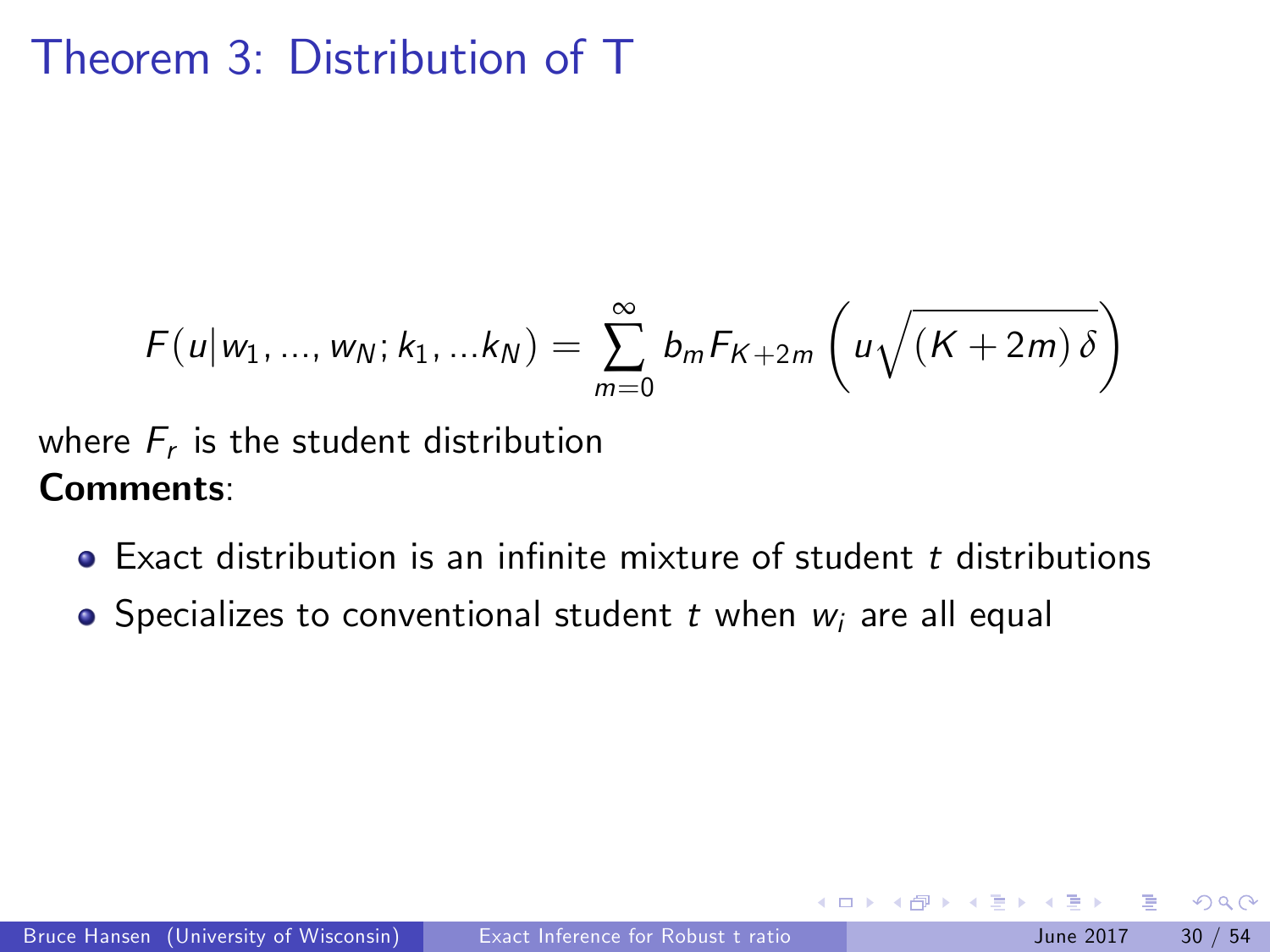# Theorem 3: Distribution of T

$$F(u|w_1, ..., w_N; k_1, ...k_N) = \sum_{m=0}^{\infty} b_m F_{K+2m}\left(u\sqrt{(K+2m)\,\delta}\right)$$

where $F_r$ is the student distribution

**Comments**:

- Exact distribution is an infinite mixture of student $t$ distributions
- Specializes to conventional student $t$ when $w_i$ are all equal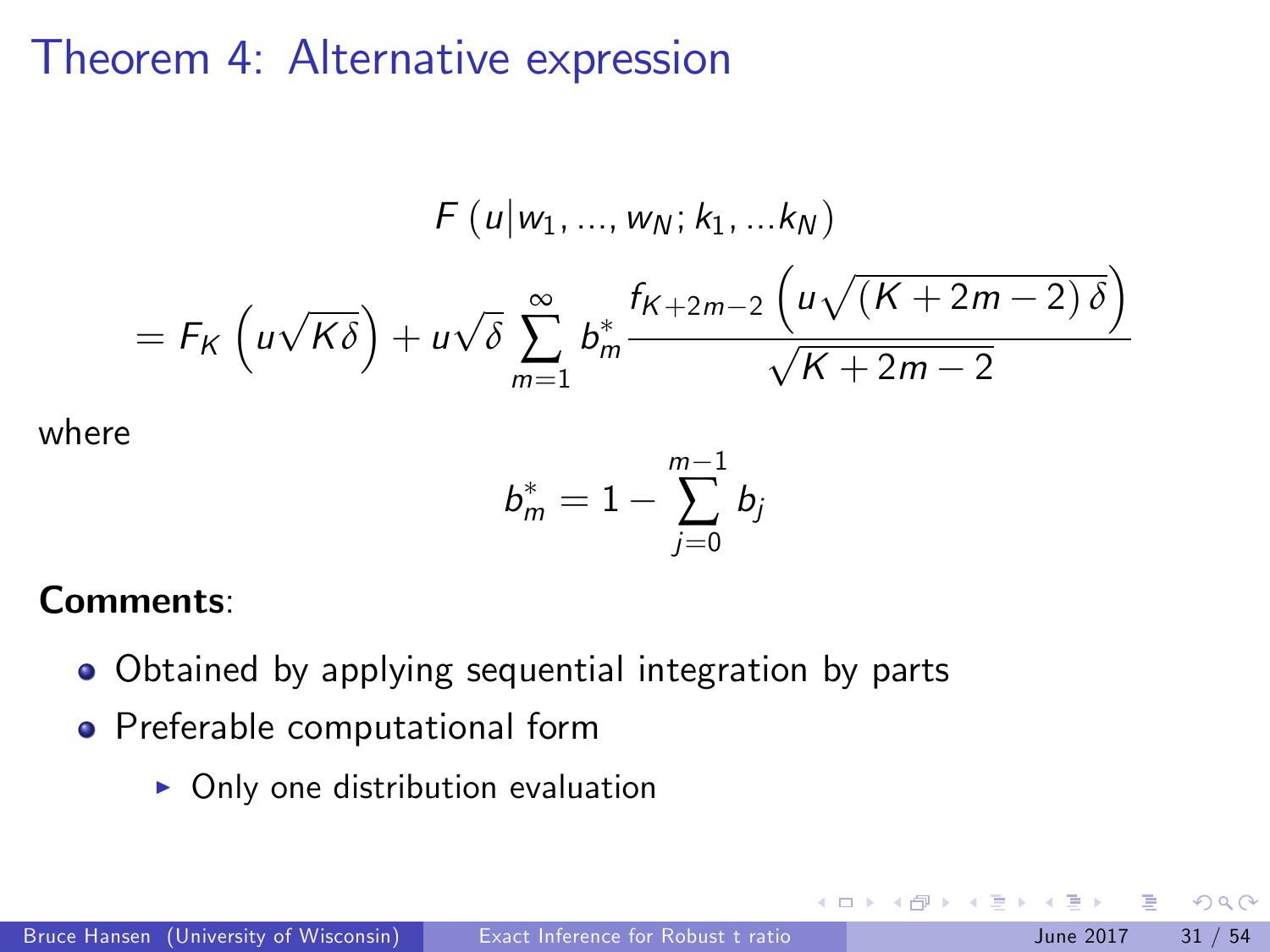# Theorem 4: Alternative expression

$$
F\left(u|w_1, ..., w_N; k_1, ...k_N\right)
$$

$$
= F_K\left(u\sqrt{K\delta}\right) + u\sqrt{\delta}\sum_{m=1}^{\infty} b_m^* \frac{f_{K+2m-2}\left(u\sqrt{(K+2m-2)\,\delta}\right)}{\sqrt{K+2m-2}}
$$

where

$$
b_m^* = 1 - \sum_{j=0}^{m-1} b_j
$$

**Comments**:

- Obtained by applying sequential integration by parts
- Preferable computational form
  - Only one distribution evaluation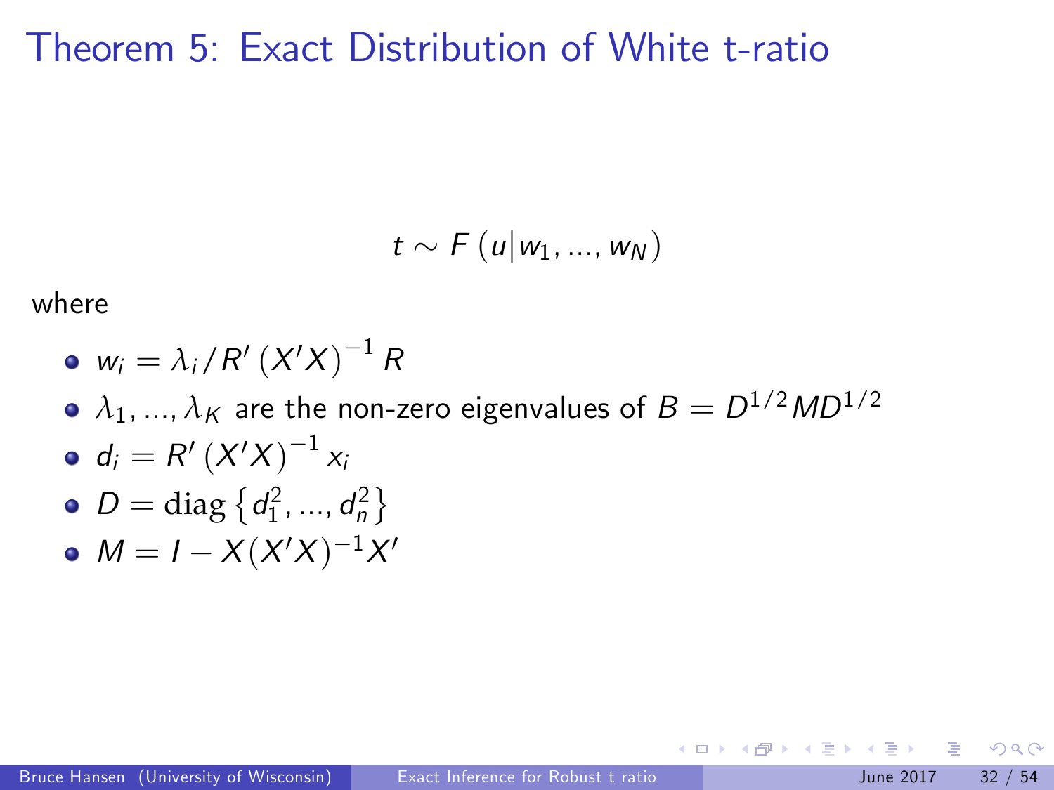# Theorem 5: Exact Distribution of White t-ratio

$$t \sim F\left(u \middle| w_1, ..., w_N\right)$$

where

- $w_i = \lambda_i / R' \left(X'X\right)^{-1} R$
- $\lambda_1, ..., \lambda_K$ are the non-zero eigenvalues of $B = D^{1/2} M D^{1/2}$
- $d_i = R' \left(X'X\right)^{-1} x_i$
- $D = \text{diag}\left\{d_1^2, ..., d_n^2\right\}$
- $M = I - X(X'X)^{-1}X'$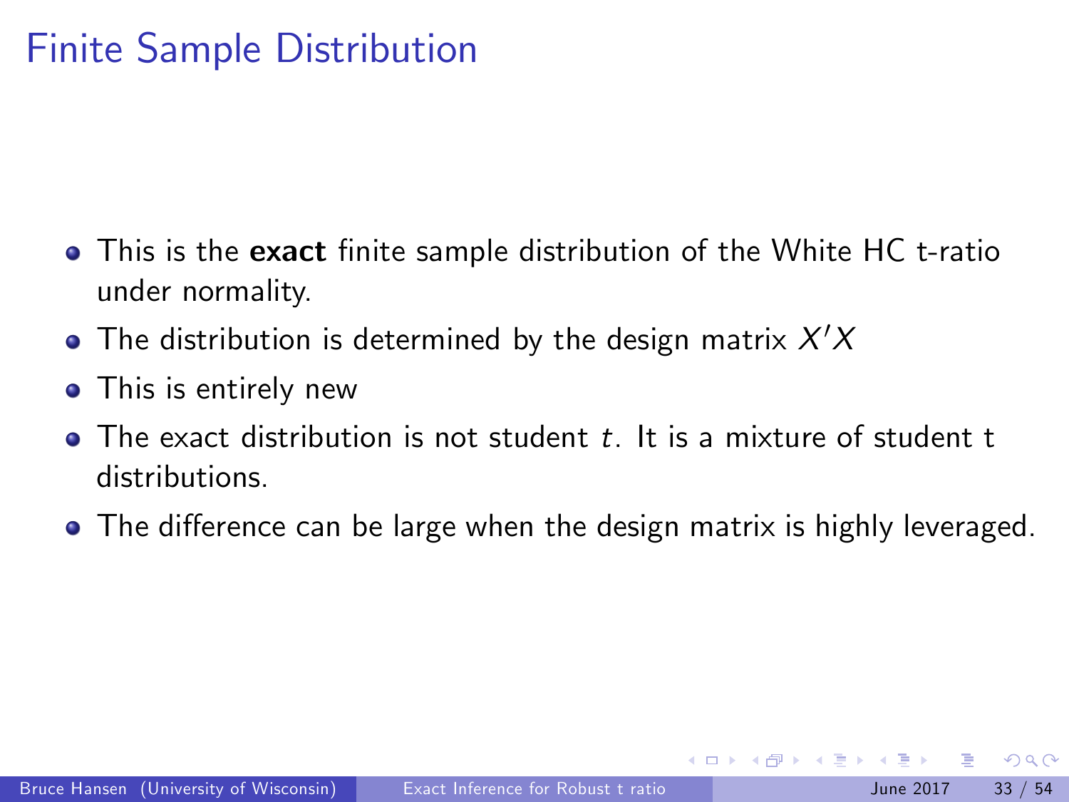# Finite Sample Distribution

- This is the **exact** finite sample distribution of the White HC t-ratio under normality.
- The distribution is determined by the design matrix $X'X$
- This is entirely new
- The exact distribution is not student $t$. It is a mixture of student t distributions.
- The difference can be large when the design matrix is highly leveraged.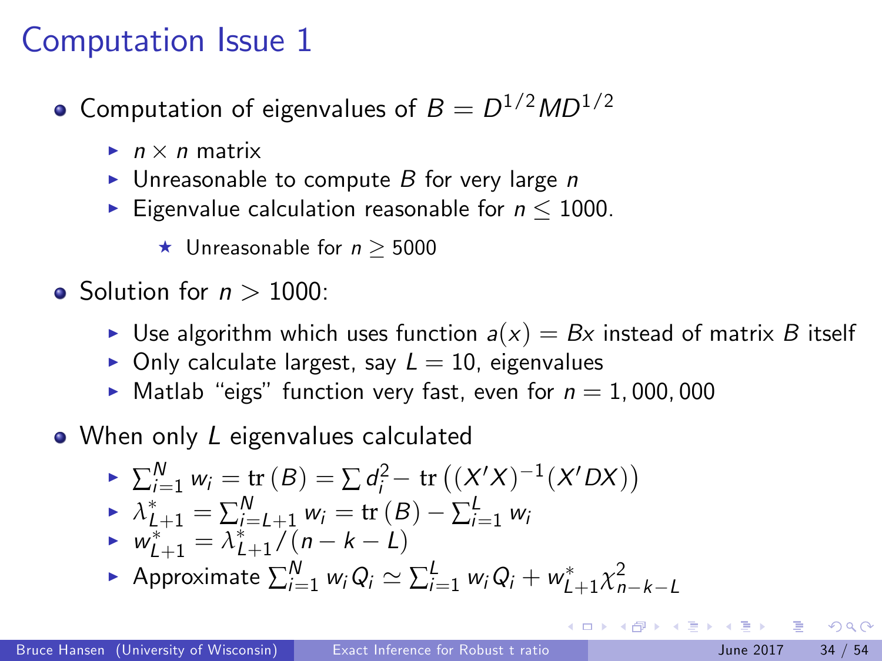# Computation Issue 1

- Computation of eigenvalues of $B = D^{1/2} M D^{1/2}$
  - $n \times n$ matrix
  - Unreasonable to compute $B$ for very large $n$
  - Eigenvalue calculation reasonable for $n \leq 1000$.
    - Unreasonable for $n \geq 5000$
- Solution for $n > 1000$:
  - Use algorithm which uses function $a(x) = Bx$ instead of matrix $B$ itself
  - Only calculate largest, say $L = 10$, eigenvalues
  - Matlab "eigs" function very fast, even for $n = 1,000,000$
- When only $L$ eigenvalues calculated
  - $\sum_{i=1}^{N} w_i = \text{tr}(B) = \sum d_i^2 - \text{tr}\left((X'X)^{-1}(X'DX)\right)$
  - $\lambda_{L+1}^* = \sum_{i=L+1}^{N} w_i = \text{tr}(B) - \sum_{i=1}^{L} w_i$
  - $w_{L+1}^* = \lambda_{L+1}^* / (n - k - L)$
  - Approximate $\sum_{i=1}^{N} w_i Q_i \simeq \sum_{i=1}^{L} w_i Q_i + w_{L+1}^* \chi_{n-k-L}^2$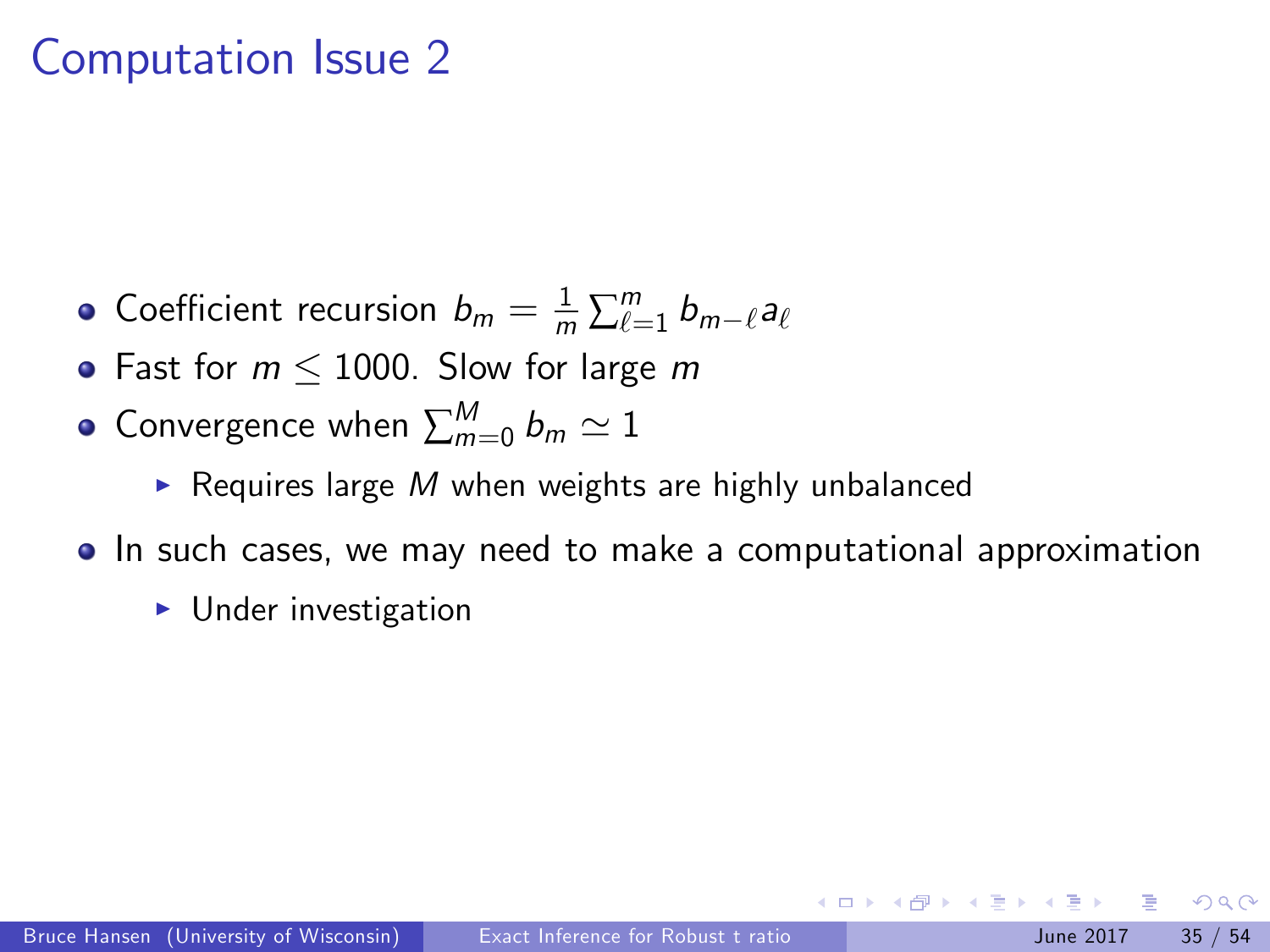# Computation Issue 2

- Coefficient recursion $b_m = \frac{1}{m} \sum_{\ell=1}^{m} b_{m-\ell} a_\ell$
- Fast for $m \leq 1000$. Slow for large $m$
- Convergence when $\sum_{m=0}^{M} b_m \simeq 1$
  - Requires large $M$ when weights are highly unbalanced
- In such cases, we may need to make a computational approximation
  - Under investigation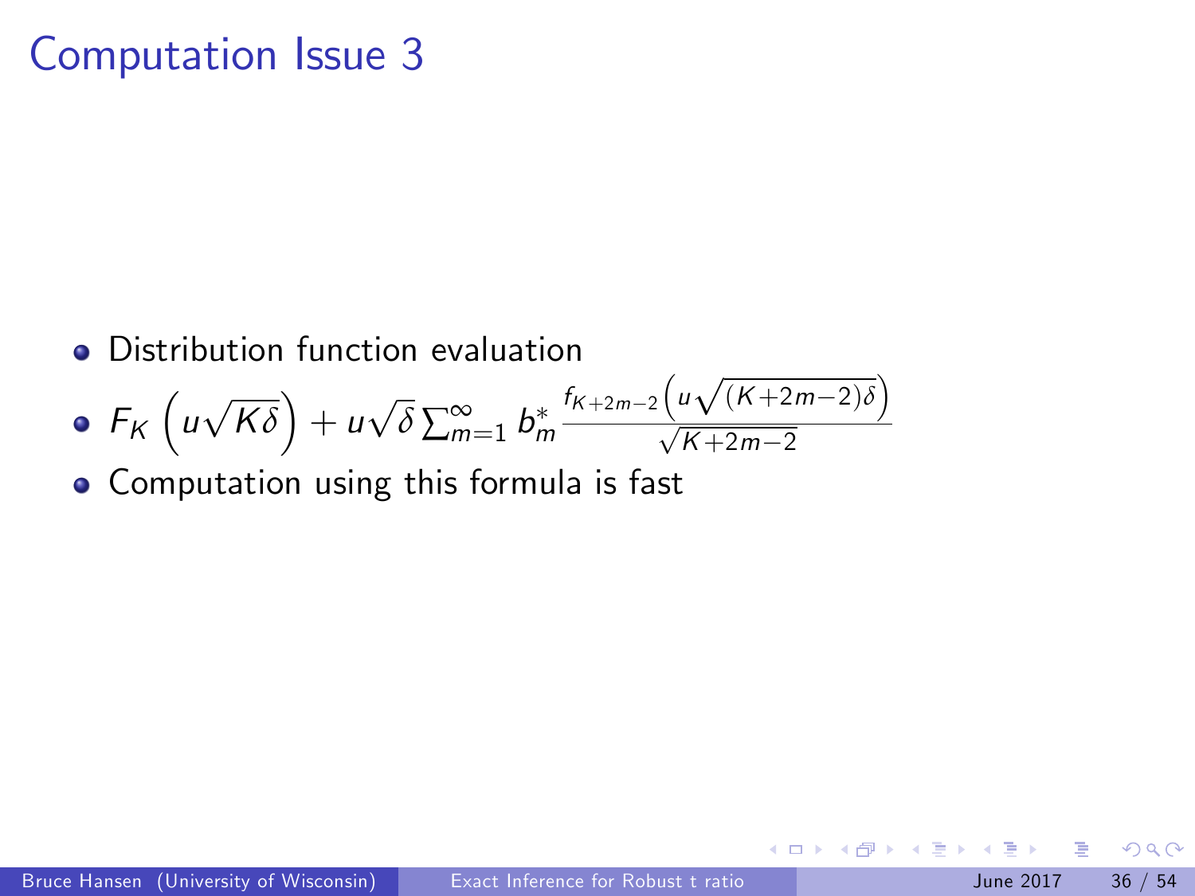# Computation Issue 3

- Distribution function evaluation
- $F_K\left(u\sqrt{K\delta}\right) + u\sqrt{\delta}\sum_{m=1}^{\infty} b_m^* \frac{f_{K+2m-2}\left(u\sqrt{(K+2m-2)\delta}\right)}{\sqrt{K+2m-2}}$
- Computation using this formula is fast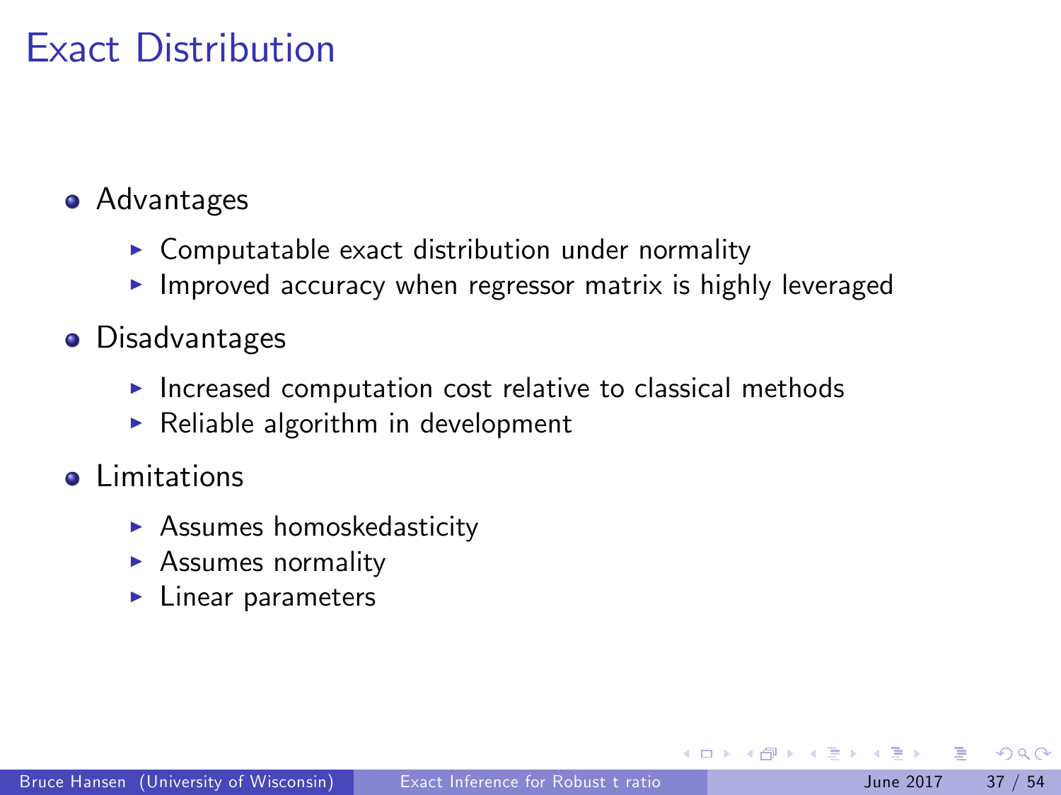# Exact Distribution

- Advantages
  - Computatable exact distribution under normality
  - Improved accuracy when regressor matrix is highly leveraged
- Disadvantages
  - Increased computation cost relative to classical methods
  - Reliable algorithm in development
- Limitations
  - Assumes homoskedasticity
  - Assumes normality
  - Linear parameters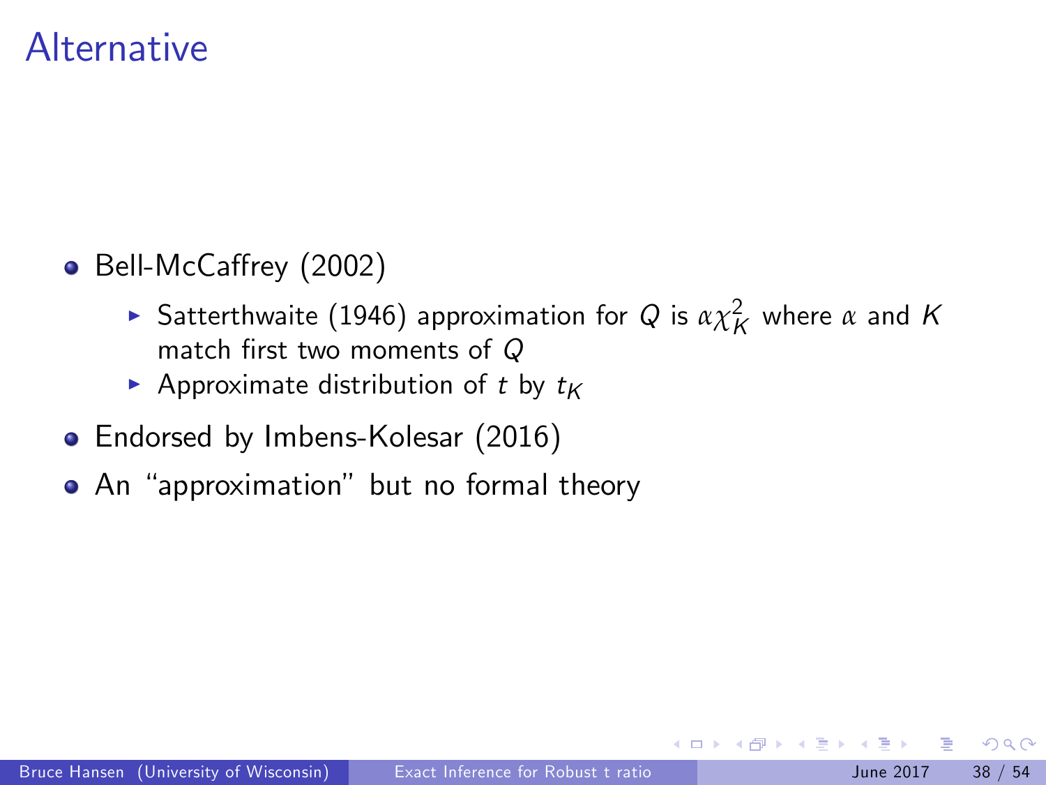# Alternative

- Bell-McCaffrey (2002)
  - Satterthwaite (1946) approximation for $Q$ is $\alpha\chi^2_K$ where $\alpha$ and $K$ match first two moments of $Q$
  - Approximate distribution of $t$ by $t_K$
- Endorsed by Imbens-Kolesar (2016)
- An "approximation" but no formal theory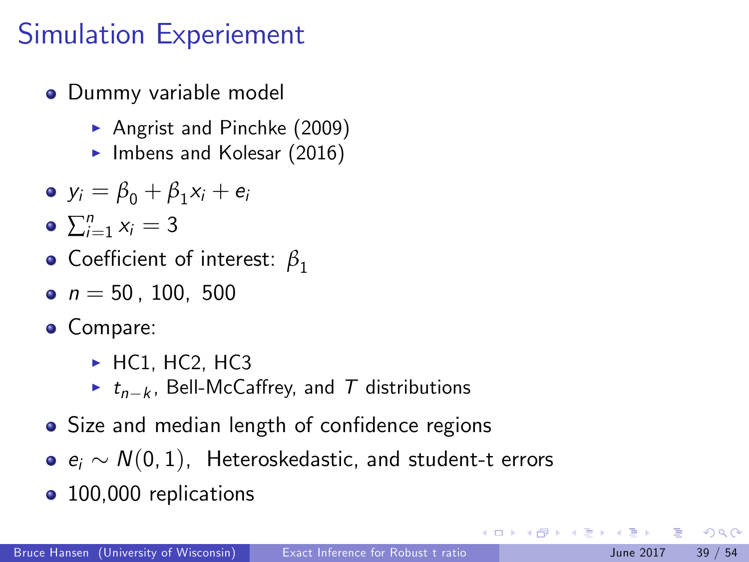# Simulation Experiement

- Dummy variable model
  - Angrist and Pinchke (2009)
  - Imbens and Kolesar (2016)
- $y_i = \beta_0 + \beta_1 x_i + e_i$
- $\sum_{i=1}^{n} x_i = 3$
- Coefficient of interest: $\beta_1$
- $n = 50$ , 100, 500
- Compare:
  - HC1, HC2, HC3
  - $t_{n-k}$, Bell-McCaffrey, and $T$ distributions
- Size and median length of confidence regions
- $e_i \sim N(0, 1)$, Heteroskedastic, and student-t errors
- 100,000 replications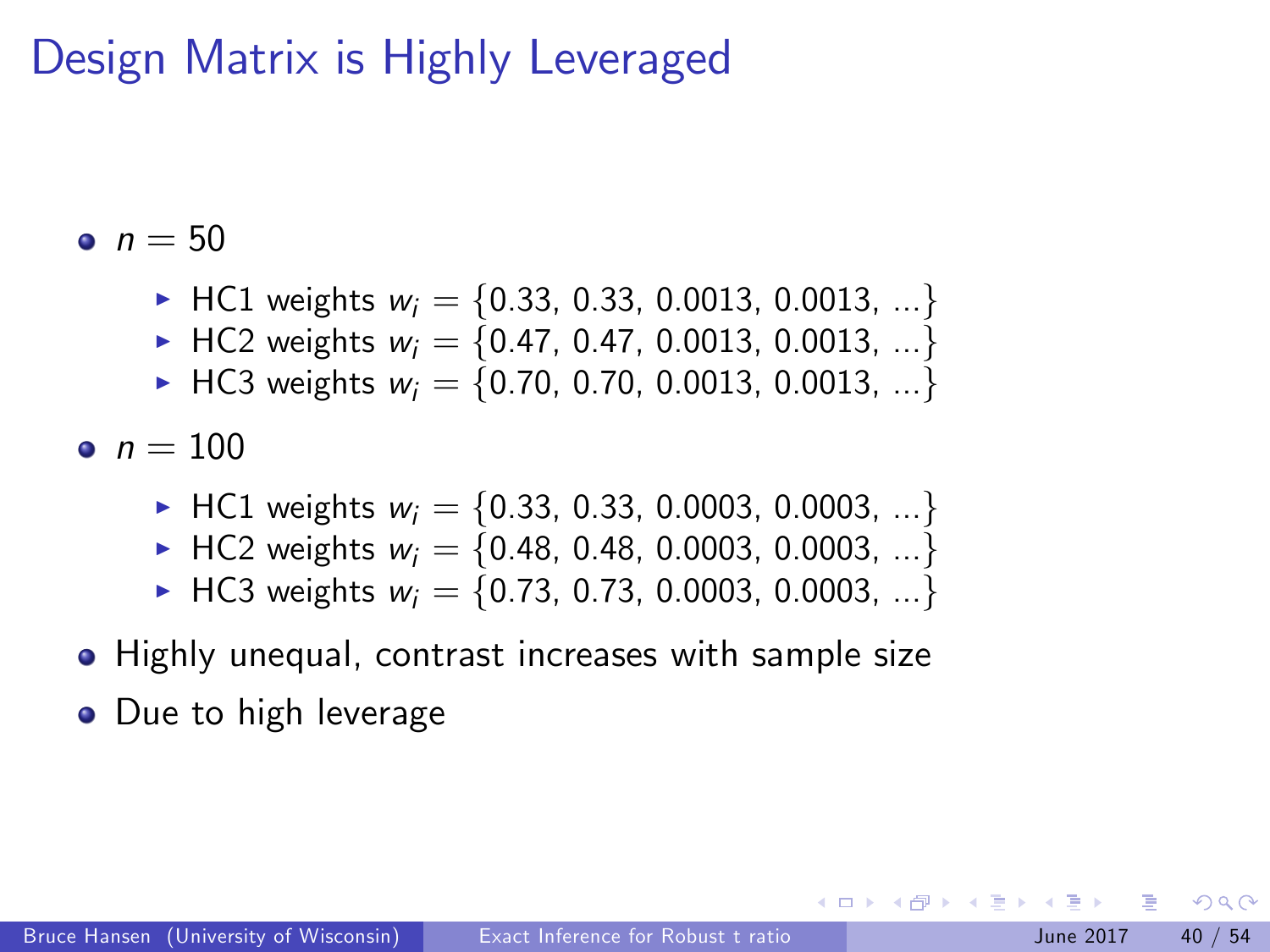# Design Matrix is Highly Leveraged

- $n = 50$
  - HC1 weights $w_i = \{0.33, 0.33, 0.0013, 0.0013, ...\}$
  - HC2 weights $w_i = \{0.47, 0.47, 0.0013, 0.0013, ...\}$
  - HC3 weights $w_i = \{0.70, 0.70, 0.0013, 0.0013, ...\}$
- $n = 100$
  - HC1 weights $w_i = \{0.33, 0.33, 0.0003, 0.0003, ...\}$
  - HC2 weights $w_i = \{0.48, 0.48, 0.0003, 0.0003, ...\}$
  - HC3 weights $w_i = \{0.73, 0.73, 0.0003, 0.0003, ...\}$
- Highly unequal, contrast increases with sample size
- Due to high leverage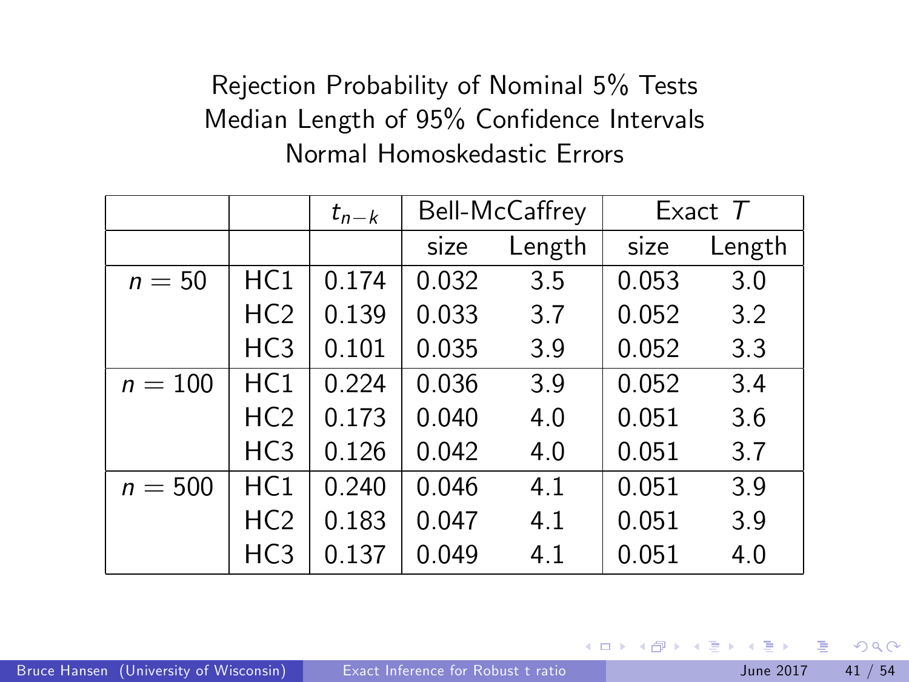# Rejection Probability of Nominal 5% Tests
# Median Length of 95% Confidence Intervals
# Normal Homoskedastic Errors

| | | $t_{n-k}$ | Bell-McCaffrey | | Exact $T$ | |
|---|---|---|---|---|---|---|
| | | | size | Length | size | Length |
| $n = 50$ | HC1 | 0.174 | 0.032 | 3.5 | 0.053 | 3.0 |
| | HC2 | 0.139 | 0.033 | 3.7 | 0.052 | 3.2 |
| | HC3 | 0.101 | 0.035 | 3.9 | 0.052 | 3.3 |
| $n = 100$ | HC1 | 0.224 | 0.036 | 3.9 | 0.052 | 3.4 |
| | HC2 | 0.173 | 0.040 | 4.0 | 0.051 | 3.6 |
| | HC3 | 0.126 | 0.042 | 4.0 | 0.051 | 3.7 |
| $n = 500$ | HC1 | 0.240 | 0.046 | 4.1 | 0.051 | 3.9 |
| | HC2 | 0.183 | 0.047 | 4.1 | 0.051 | 3.9 |
| | HC3 | 0.137 | 0.049 | 4.1 | 0.051 | 4.0 |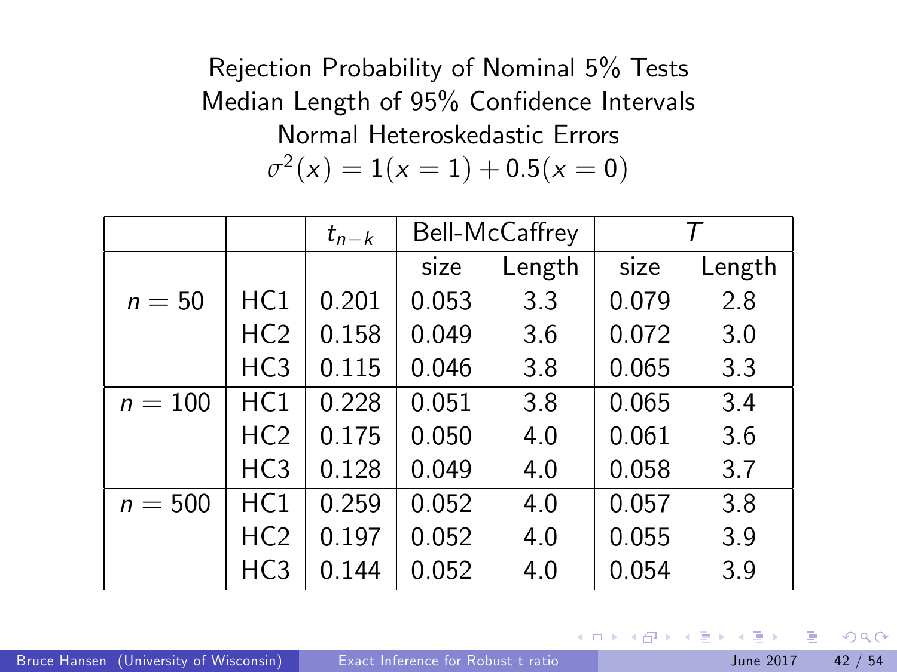## Rejection Probability of Nominal 5% Tests
## Median Length of 95% Confidence Intervals
## Normal Heteroskedastic Errors
## $\sigma^2(x) = 1(x=1) + 0.5(x=0)$

| | | $t_{n-k}$ | Bell-McCaffrey | | $T$ | |
|---|---|---|---|---|---|---|
| | | | size | Length | size | Length |
| $n = 50$ | HC1 | 0.201 | 0.053 | 3.3 | 0.079 | 2.8 |
| | HC2 | 0.158 | 0.049 | 3.6 | 0.072 | 3.0 |
| | HC3 | 0.115 | 0.046 | 3.8 | 0.065 | 3.3 |
| $n = 100$ | HC1 | 0.228 | 0.051 | 3.8 | 0.065 | 3.4 |
| | HC2 | 0.175 | 0.050 | 4.0 | 0.061 | 3.6 |
| | HC3 | 0.128 | 0.049 | 4.0 | 0.058 | 3.7 |
| $n = 500$ | HC1 | 0.259 | 0.052 | 4.0 | 0.057 | 3.8 |
| | HC2 | 0.197 | 0.052 | 4.0 | 0.055 | 3.9 |
| | HC3 | 0.144 | 0.052 | 4.0 | 0.054 | 3.9 |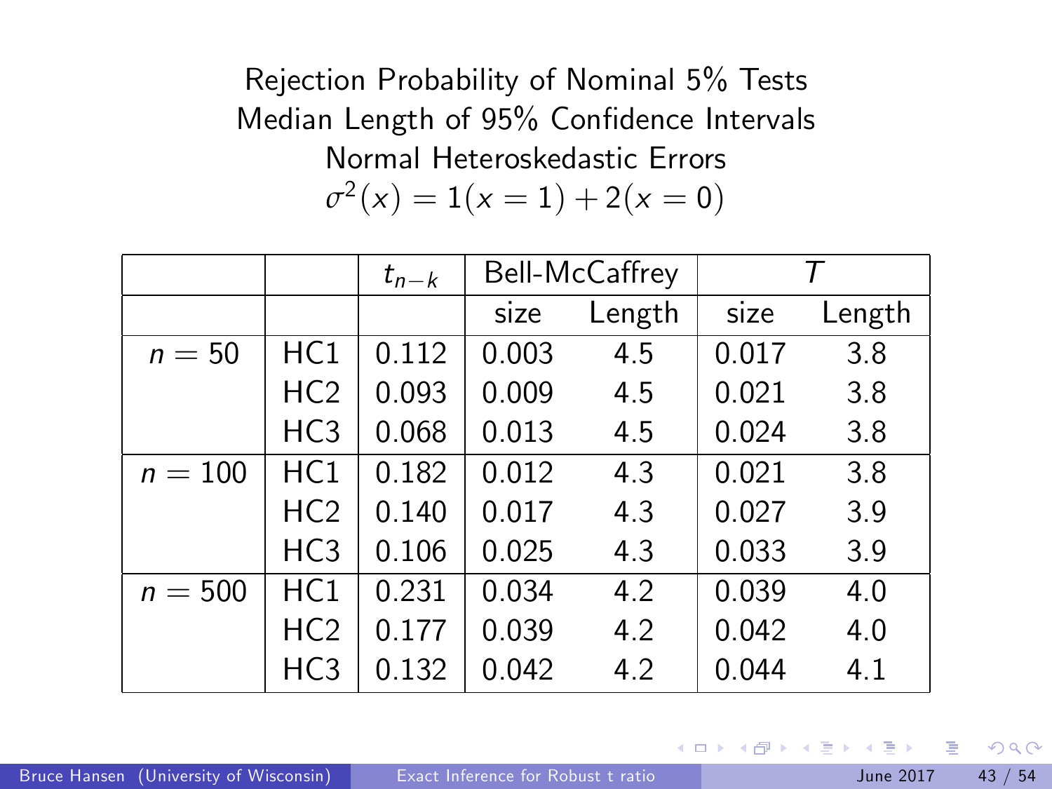Rejection Probability of Nominal 5% Tests

Median Length of 95% Confidence Intervals

Normal Heteroskedastic Errors

$\sigma^2(x) = 1(x = 1) + 2(x = 0)$

| | | $t_{n-k}$ | Bell-McCaffrey | | $T$ | |
|---|---|---|---|---|---|---|
| | | | size | Length | size | Length |
| $n = 50$ | HC1 | 0.112 | 0.003 | 4.5 | 0.017 | 3.8 |
| | HC2 | 0.093 | 0.009 | 4.5 | 0.021 | 3.8 |
| | HC3 | 0.068 | 0.013 | 4.5 | 0.024 | 3.8 |
| $n = 100$ | HC1 | 0.182 | 0.012 | 4.3 | 0.021 | 3.8 |
| | HC2 | 0.140 | 0.017 | 4.3 | 0.027 | 3.9 |
| | HC3 | 0.106 | 0.025 | 4.3 | 0.033 | 3.9 |
| $n = 500$ | HC1 | 0.231 | 0.034 | 4.2 | 0.039 | 4.0 |
| | HC2 | 0.177 | 0.039 | 4.2 | 0.042 | 4.0 |
| | HC3 | 0.132 | 0.042 | 4.2 | 0.044 | 4.1 |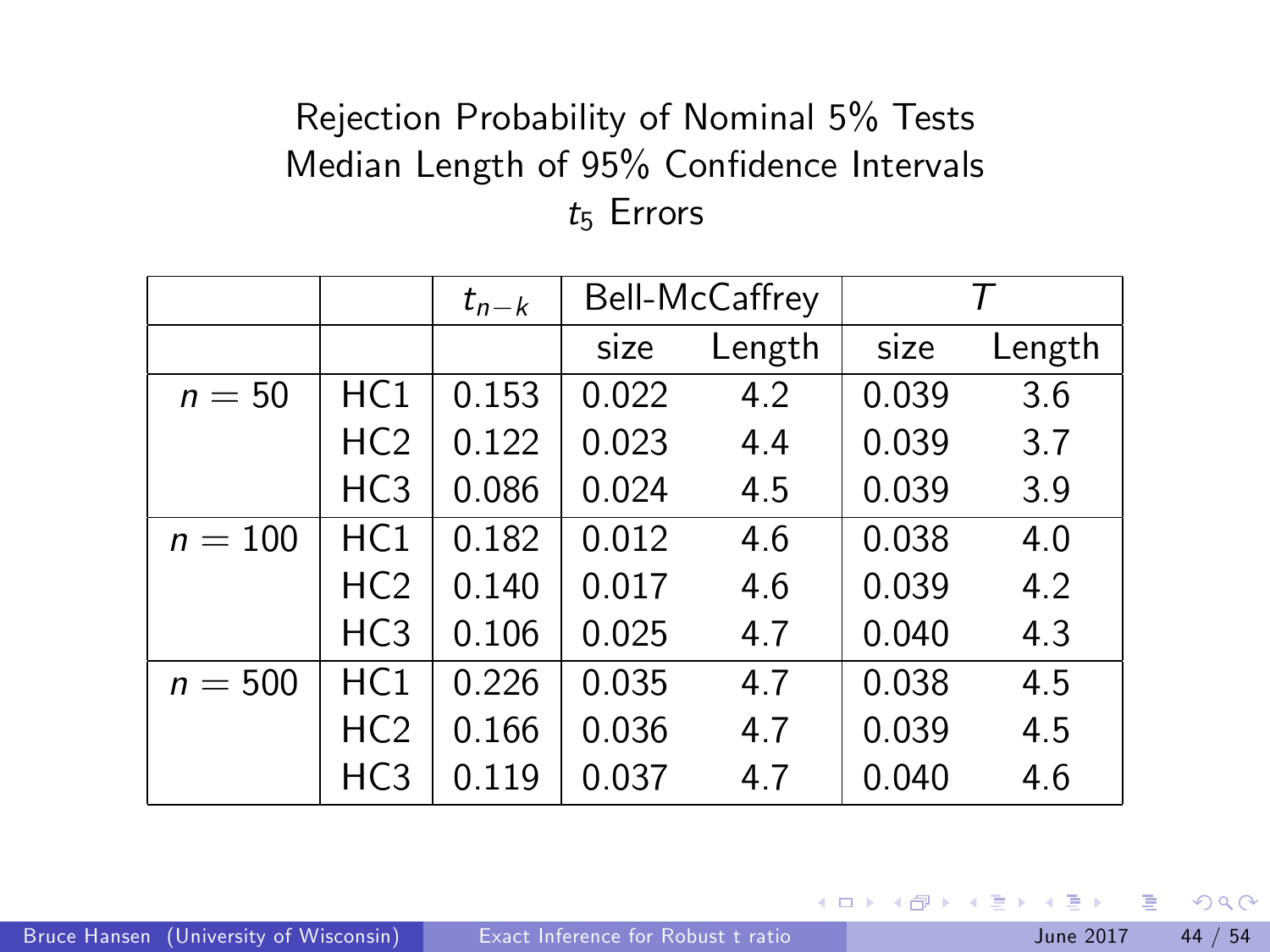## Rejection Probability of Nominal 5% Tests
## Median Length of 95% Confidence Intervals
## $t_5$ Errors

| | | $t_{n-k}$ | Bell-McCaffrey | | $T$ | |
|---|---|---|---|---|---|---|
| | | | size | Length | size | Length |
| $n = 50$ | HC1 | 0.153 | 0.022 | 4.2 | 0.039 | 3.6 |
| | HC2 | 0.122 | 0.023 | 4.4 | 0.039 | 3.7 |
| | HC3 | 0.086 | 0.024 | 4.5 | 0.039 | 3.9 |
| $n = 100$ | HC1 | 0.182 | 0.012 | 4.6 | 0.038 | 4.0 |
| | HC2 | 0.140 | 0.017 | 4.6 | 0.039 | 4.2 |
| | HC3 | 0.106 | 0.025 | 4.7 | 0.040 | 4.3 |
| $n = 500$ | HC1 | 0.226 | 0.035 | 4.7 | 0.038 | 4.5 |
| | HC2 | 0.166 | 0.036 | 4.7 | 0.039 | 4.5 |
| | HC3 | 0.119 | 0.037 | 4.7 | 0.040 | 4.6 |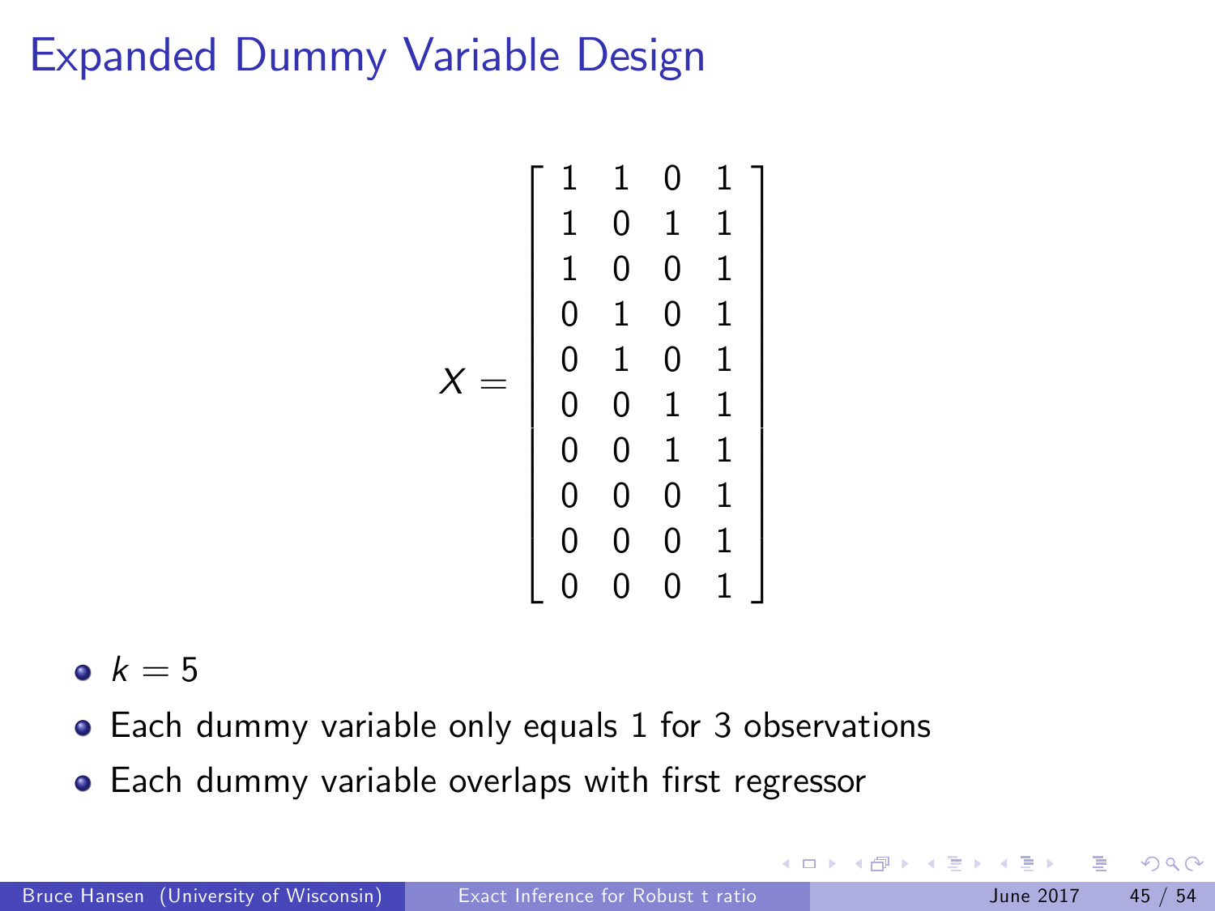# Expanded Dummy Variable Design

$$X = \begin{bmatrix} 1 & 1 & 0 & 1 \\ 1 & 0 & 1 & 1 \\ 1 & 0 & 0 & 1 \\ 0 & 1 & 0 & 1 \\ 0 & 1 & 0 & 1 \\ 0 & 0 & 1 & 1 \\ 0 & 0 & 1 & 1 \\ 0 & 0 & 0 & 1 \\ 0 & 0 & 0 & 1 \\ 0 & 0 & 0 & 1 \end{bmatrix}$$

- $k = 5$
- Each dummy variable only equals 1 for 3 observations
- Each dummy variable overlaps with first regressor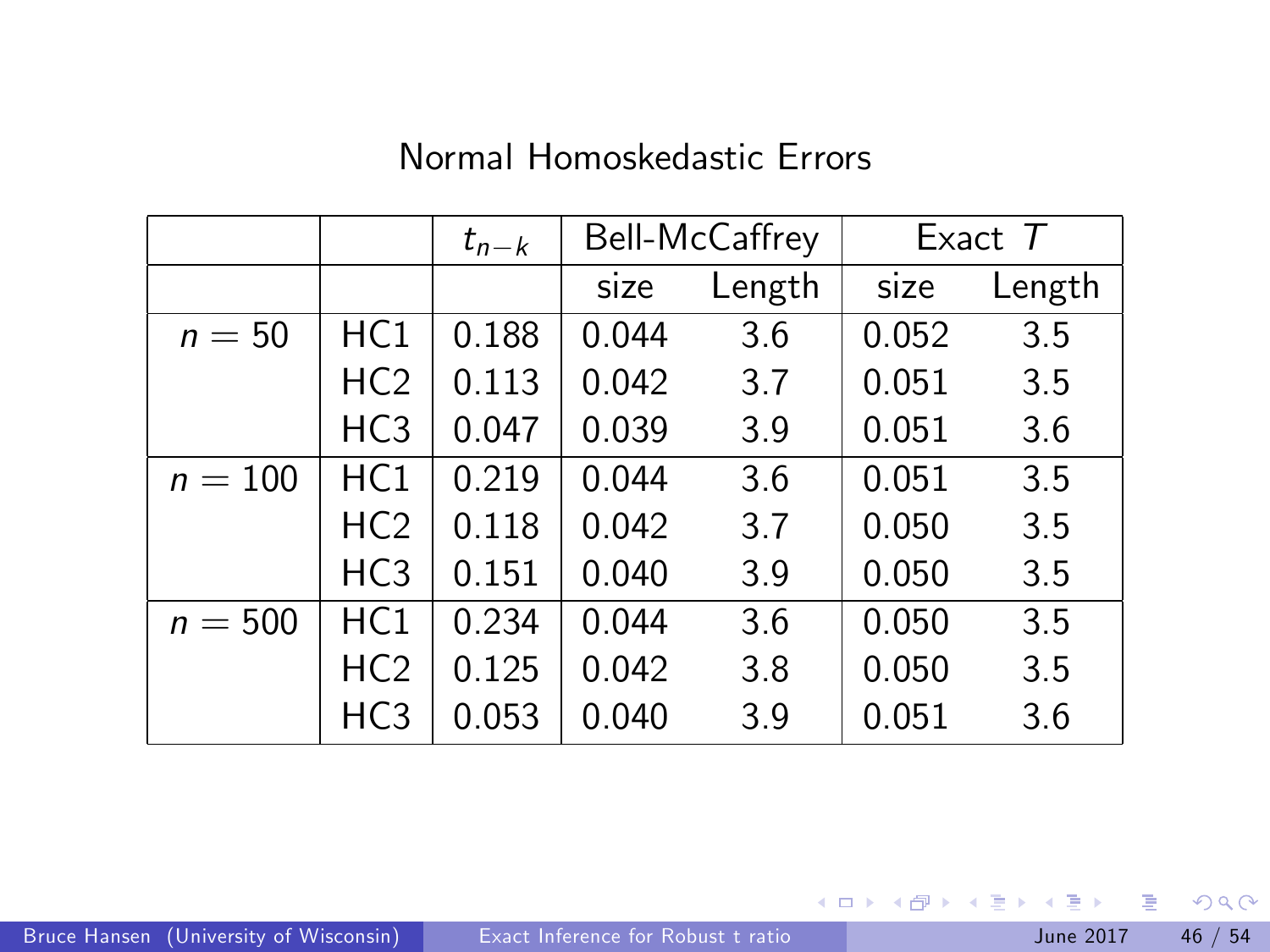## Normal Homoskedastic Errors

| | | $t_{n-k}$ | Bell-McCaffrey | | Exact $T$ | |
|---|---|---|---|---|---|---|
| | | | size | Length | size | Length |
| $n = 50$ | HC1 | 0.188 | 0.044 | 3.6 | 0.052 | 3.5 |
| | HC2 | 0.113 | 0.042 | 3.7 | 0.051 | 3.5 |
| | HC3 | 0.047 | 0.039 | 3.9 | 0.051 | 3.6 |
| $n = 100$ | HC1 | 0.219 | 0.044 | 3.6 | 0.051 | 3.5 |
| | HC2 | 0.118 | 0.042 | 3.7 | 0.050 | 3.5 |
| | HC3 | 0.151 | 0.040 | 3.9 | 0.050 | 3.5 |
| $n = 500$ | HC1 | 0.234 | 0.044 | 3.6 | 0.050 | 3.5 |
| | HC2 | 0.125 | 0.042 | 3.8 | 0.050 | 3.5 |
| | HC3 | 0.053 | 0.040 | 3.9 | 0.051 | 3.6 |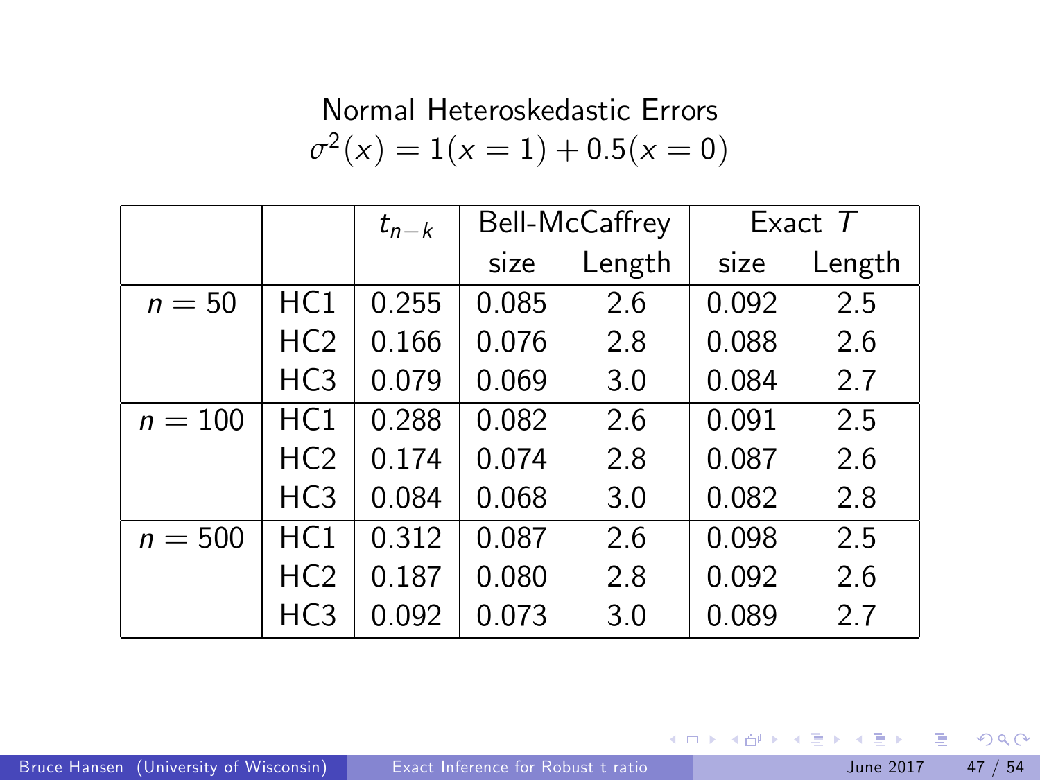# Normal Heteroskedastic Errors

$$\sigma^2(x) = 1(x = 1) + 0.5(x = 0)$$

| | | $t_{n-k}$ | Bell-McCaffrey | | Exact $T$ | |
|---|---|---|---|---|---|---|
| | | | size | Length | size | Length |
| $n = 50$ | HC1 | 0.255 | 0.085 | 2.6 | 0.092 | 2.5 |
| | HC2 | 0.166 | 0.076 | 2.8 | 0.088 | 2.6 |
| | HC3 | 0.079 | 0.069 | 3.0 | 0.084 | 2.7 |
| $n = 100$ | HC1 | 0.288 | 0.082 | 2.6 | 0.091 | 2.5 |
| | HC2 | 0.174 | 0.074 | 2.8 | 0.087 | 2.6 |
| | HC3 | 0.084 | 0.068 | 3.0 | 0.082 | 2.8 |
| $n = 500$ | HC1 | 0.312 | 0.087 | 2.6 | 0.098 | 2.5 |
| | HC2 | 0.187 | 0.080 | 2.8 | 0.092 | 2.6 |
| | HC3 | 0.092 | 0.073 | 3.0 | 0.089 | 2.7 |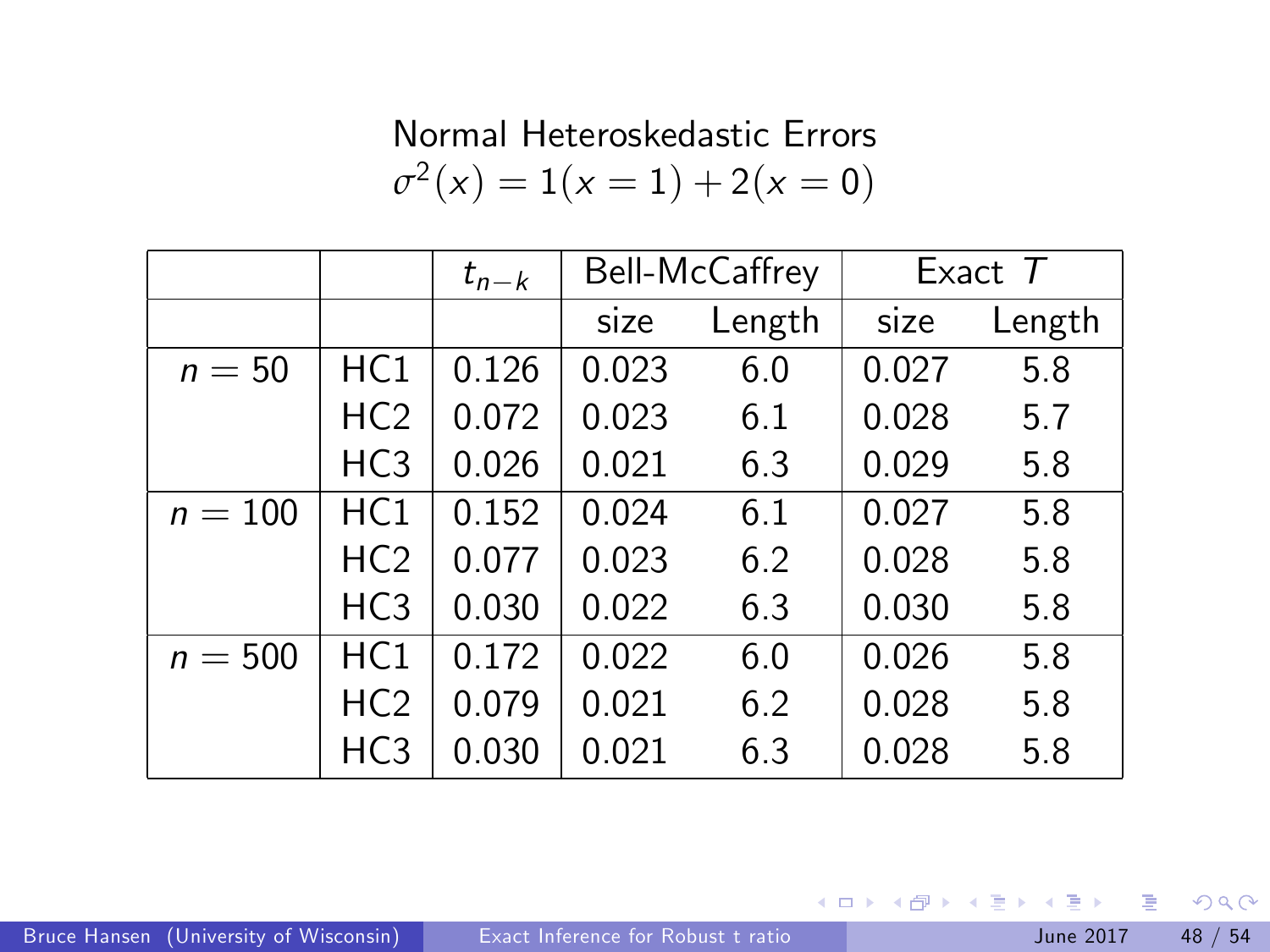## Normal Heteroskedastic Errors

$$\sigma^2(x) = 1(x = 1) + 2(x = 0)$$

| | | $t_{n-k}$ | Bell-McCaffrey | | Exact $T$ | |
|---|---|---|---|---|---|---|
| | | | size | Length | size | Length |
| $n = 50$ | HC1 | 0.126 | 0.023 | 6.0 | 0.027 | 5.8 |
| | HC2 | 0.072 | 0.023 | 6.1 | 0.028 | 5.7 |
| | HC3 | 0.026 | 0.021 | 6.3 | 0.029 | 5.8 |
| $n = 100$ | HC1 | 0.152 | 0.024 | 6.1 | 0.027 | 5.8 |
| | HC2 | 0.077 | 0.023 | 6.2 | 0.028 | 5.8 |
| | HC3 | 0.030 | 0.022 | 6.3 | 0.030 | 5.8 |
| $n = 500$ | HC1 | 0.172 | 0.022 | 6.0 | 0.026 | 5.8 |
| | HC2 | 0.079 | 0.021 | 6.2 | 0.028 | 5.8 |
| | HC3 | 0.030 | 0.021 | 6.3 | 0.028 | 5.8 |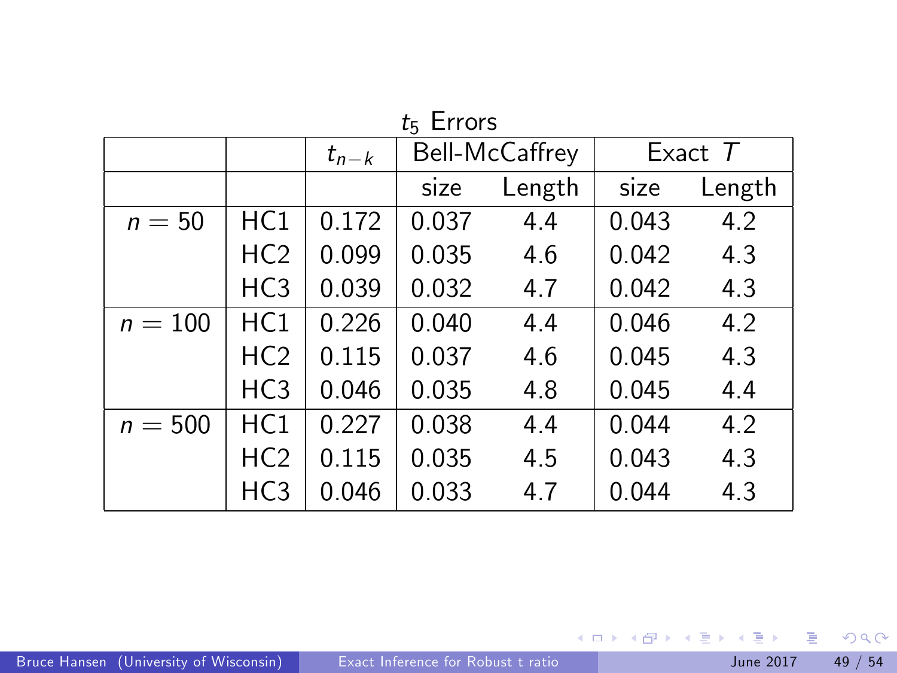## $t_5$ Errors

| | | $t_{n-k}$ | Bell-McCaffrey | | Exact $T$ | |
|---|---|---|---|---|---|---|
| | | | size | Length | size | Length |
| $n = 50$ | HC1 | 0.172 | 0.037 | 4.4 | 0.043 | 4.2 |
| | HC2 | 0.099 | 0.035 | 4.6 | 0.042 | 4.3 |
| | HC3 | 0.039 | 0.032 | 4.7 | 0.042 | 4.3 |
| $n = 100$ | HC1 | 0.226 | 0.040 | 4.4 | 0.046 | 4.2 |
| | HC2 | 0.115 | 0.037 | 4.6 | 0.045 | 4.3 |
| | HC3 | 0.046 | 0.035 | 4.8 | 0.045 | 4.4 |
| $n = 500$ | HC1 | 0.227 | 0.038 | 4.4 | 0.044 | 4.2 |
| | HC2 | 0.115 | 0.035 | 4.5 | 0.043 | 4.3 |
| | HC3 | 0.046 | 0.033 | 4.7 | 0.044 | 4.3 |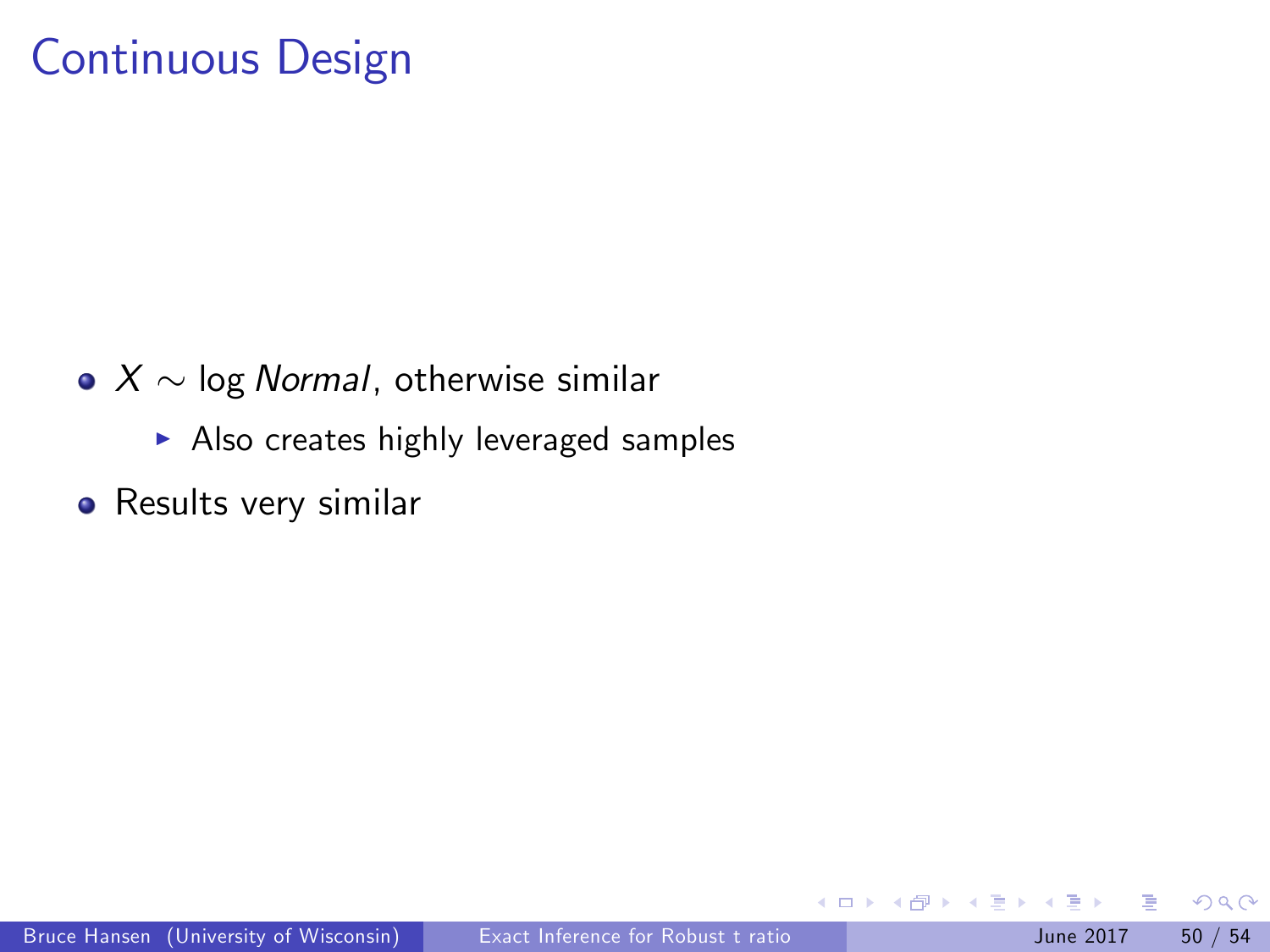# Continuous Design

- $X \sim \log \textit{Normal}$, otherwise similar
  - Also creates highly leveraged samples
- Results very similar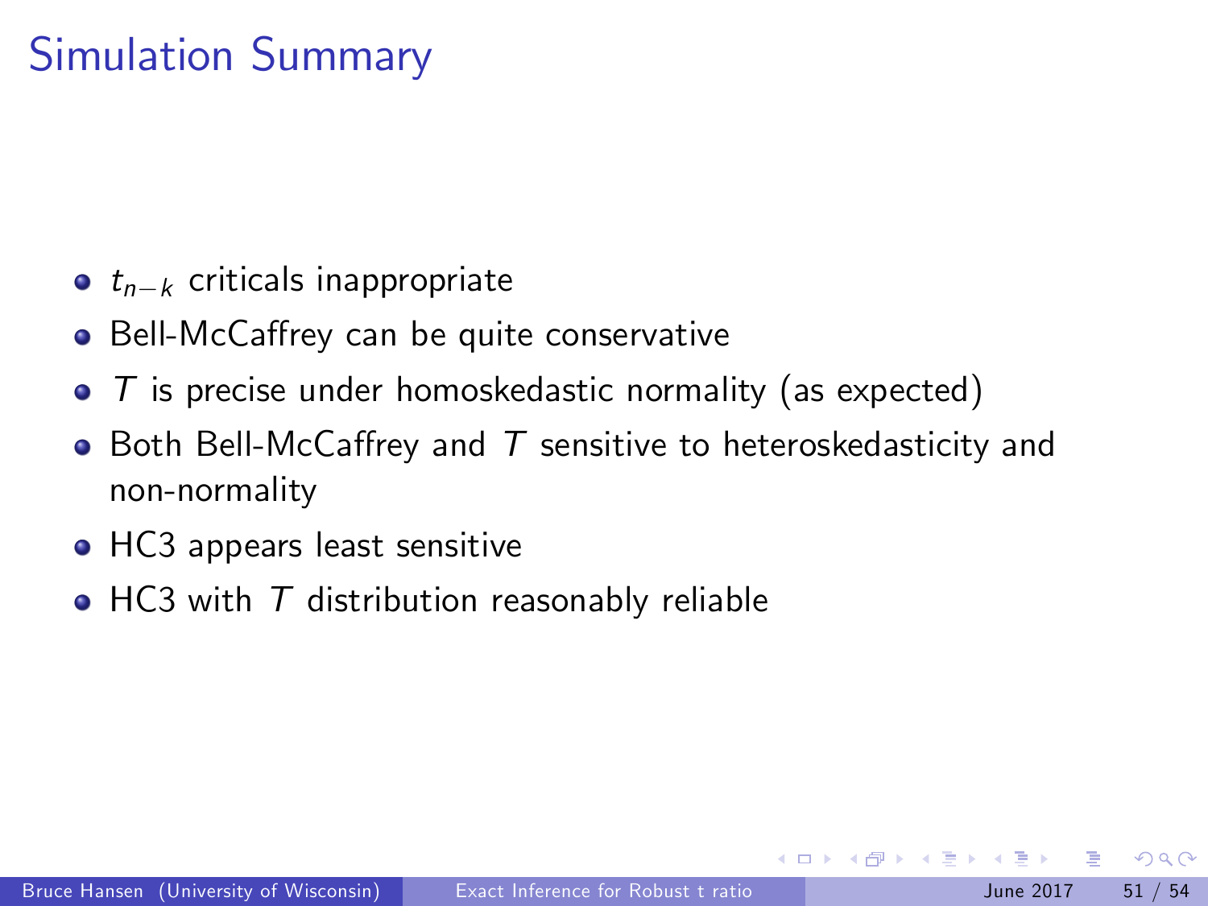# Simulation Summary

- $t_{n-k}$ criticals inappropriate
- Bell-McCaffrey can be quite conservative
- $T$ is precise under homoskedastic normality (as expected)
- Both Bell-McCaffrey and $T$ sensitive to heteroskedasticity and non-normality
- HC3 appears least sensitive
- HC3 with $T$ distribution reasonably reliable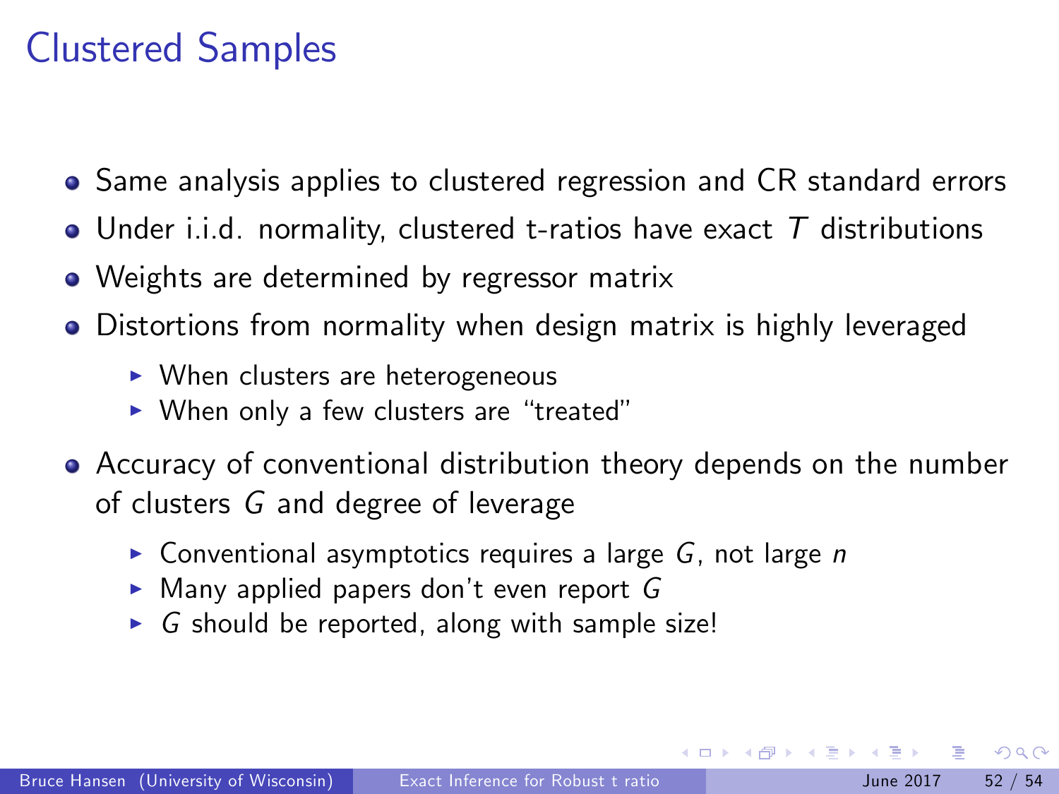# Clustered Samples

- Same analysis applies to clustered regression and CR standard errors
- Under i.i.d. normality, clustered t-ratios have exact $T$ distributions
- Weights are determined by regressor matrix
- Distortions from normality when design matrix is highly leveraged
  - When clusters are heterogeneous
  - When only a few clusters are "treated"
- Accuracy of conventional distribution theory depends on the number of clusters $G$ and degree of leverage
  - Conventional asymptotics requires a large $G$, not large $n$
  - Many applied papers don't even report $G$
  - $G$ should be reported, along with sample size!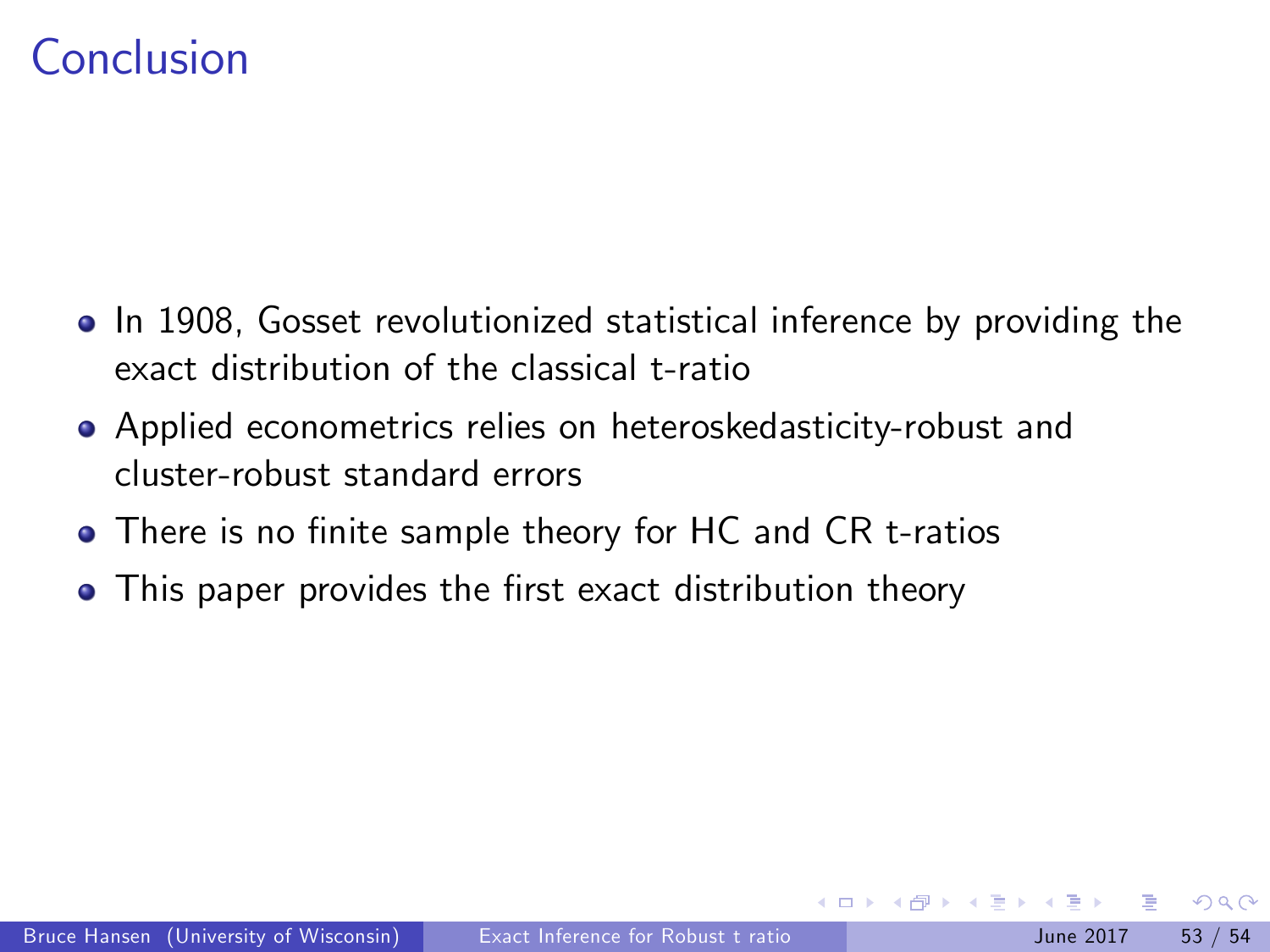# Conclusion

- In 1908, Gosset revolutionized statistical inference by providing the exact distribution of the classical t-ratio
- Applied econometrics relies on heteroskedasticity-robust and cluster-robust standard errors
- There is no finite sample theory for HC and CR t-ratios
- This paper provides the first exact distribution theory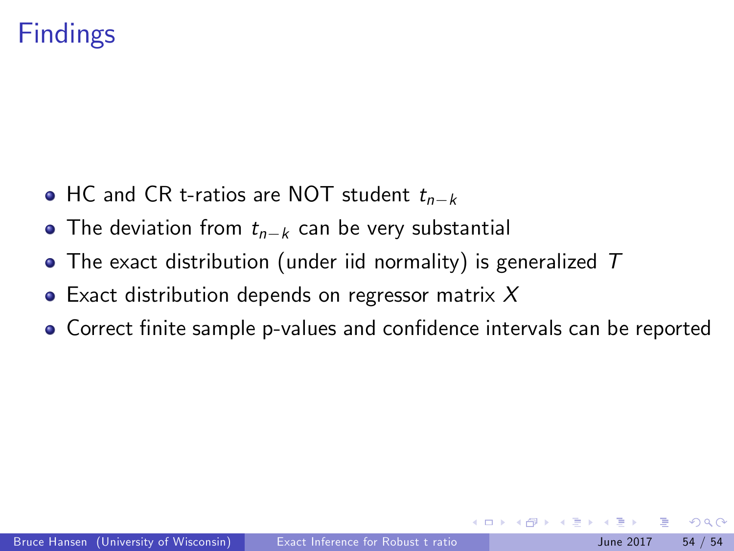# Findings

- HC and CR t-ratios are NOT student $t_{n-k}$
- The deviation from $t_{n-k}$ can be very substantial
- The exact distribution (under iid normality) is generalized $T$
- Exact distribution depends on regressor matrix $X$
- Correct finite sample p-values and confidence intervals can be reported